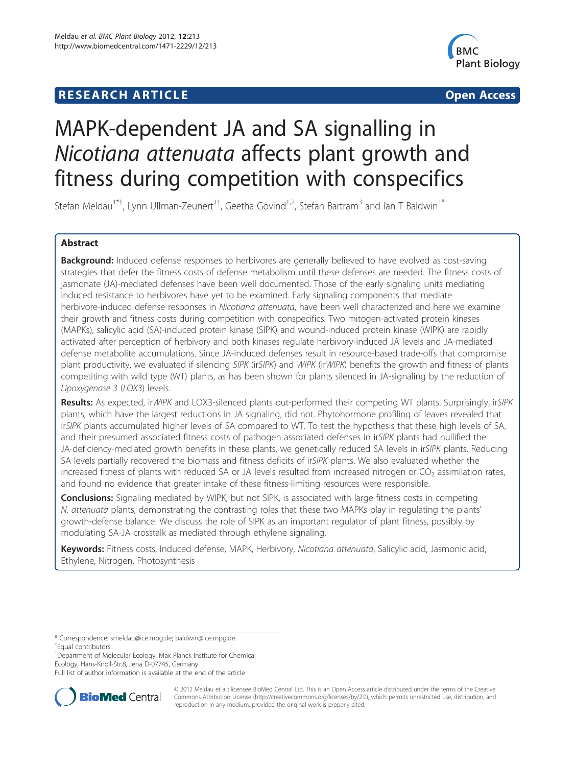**RESEARCH ARTICLE** **Open Access**

# MAPK-dependent JA and SA signalling in *Nicotiana attenuata* affects plant growth and fitness during competition with conspecifics

Stefan Meldau[1*†], Lynn Ullman-Zeunert[1†], Geetha Govind[1,2], Stefan Bartram[3] and Ian T Baldwin[1*]

## Abstract

**Background:** Induced defense responses to herbivores are generally believed to have evolved as cost-saving strategies that defer the fitness costs of defense metabolism until these defenses are needed. The fitness costs of jasmonate (JA)-mediated defenses have been well documented. Those of the early signaling units mediating induced resistance to herbivores have yet to be examined. Early signaling components that mediate herbivore-induced defense responses in *Nicotiana attenuata*, have been well characterized and here we examine their growth and fitness costs during competition with conspecifics. Two mitogen-activated protein kinases (MAPKs), salicylic acid (SA)-induced protein kinase (SIPK) and wound-induced protein kinase (WIPK) are rapidly activated after perception of herbivory and both kinases regulate herbivory-induced JA levels and JA-mediated defense metabolite accumulations. Since JA-induced defenses result in resource-based trade-offs that compromise plant productivity, we evaluated if silencing *SIPK* (ir*SIPK*) and *WIPK* (ir*WIPK*) benefits the growth and fitness of plants competing with wild type (WT) plants, as has been shown for plants silenced in JA-signaling by the reduction of *Lipoxygenase 3* (*LOX3*) levels.

**Results:** As expected, ir*WIPK* and LOX3-silenced plants out-performed their competing WT plants. Surprisingly, ir*SIPK* plants, which have the largest reductions in JA signaling, did not. Phytohormone profiling of leaves revealed that ir*SIPK* plants accumulated higher levels of SA compared to WT. To test the hypothesis that these high levels of SA, and their presumed associated fitness costs of pathogen associated defenses in ir*SIPK* plants had nullified the JA-deficiency-mediated growth benefits in these plants, we genetically reduced SA levels in ir*SIPK* plants. Reducing SA levels partially recovered the biomass and fitness deficits of ir*SIPK* plants. We also evaluated whether the increased fitness of plants with reduced SA or JA levels resulted from increased nitrogen or $CO_2$ assimilation rates, and found no evidence that greater intake of these fitness-limiting resources were responsible.

**Conclusions:** Signaling mediated by WIPK, but not SIPK, is associated with large fitness costs in competing *N. attenuata* plants, demonstrating the contrasting roles that these two MAPKs play in regulating the plants' growth-defense balance. We discuss the role of SIPK as an important regulator of plant fitness, possibly by modulating SA-JA crosstalk as mediated through ethylene signaling.

**Keywords:** Fitness costs, Induced defense, MAPK, Herbivory, *Nicotiana attenuata*, Salicylic acid, Jasmonic acid, Ethylene, Nitrogen, Photosynthesis

---

\* Correspondence: smeldau@ice.mpg.de; baldwin@ice.mpg.de
†Equal contributors
[1]Department of Molecular Ecology, Max Planck Institute for Chemical Ecology, Hans-Knöll-Str.8, Jena D-07745, Germany
Full list of author information is available at the end of the article

© 2012 Meldau et al.; licensee BioMed Central Ltd. This is an Open Access article distributed under the terms of the Creative Commons Attribution License (http://creativecommons.org/licenses/by/2.0), which permits unrestricted use, distribution, and reproduction in any medium, provided the original work is properly cited.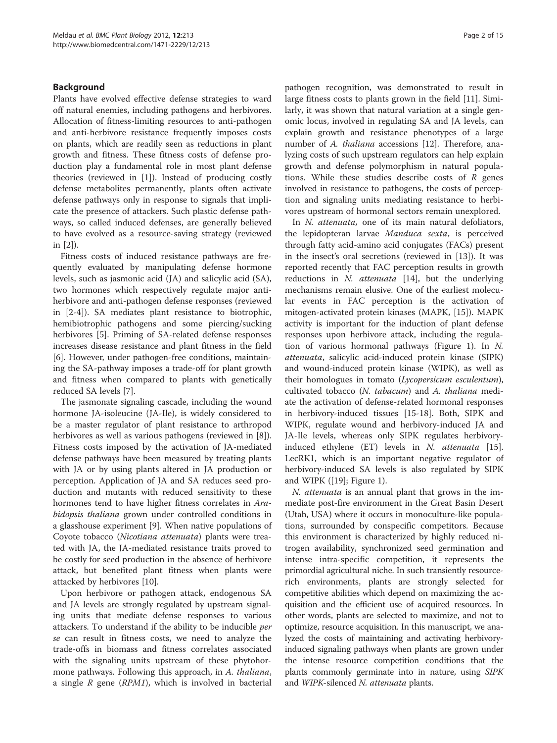## Background

Plants have evolved effective defense strategies to ward off natural enemies, including pathogens and herbivores. Allocation of fitness-limiting resources to anti-pathogen and anti-herbivore resistance frequently imposes costs on plants, which are readily seen as reductions in plant growth and fitness. These fitness costs of defense production play a fundamental role in most plant defense theories (reviewed in [1]). Instead of producing costly defense metabolites permanently, plants often activate defense pathways only in response to signals that implicate the presence of attackers. Such plastic defense pathways, so called induced defenses, are generally believed to have evolved as a resource-saving strategy (reviewed in [2]).

Fitness costs of induced resistance pathways are frequently evaluated by manipulating defense hormone levels, such as jasmonic acid (JA) and salicylic acid (SA), two hormones which respectively regulate major anti-herbivore and anti-pathogen defense responses (reviewed in [2-4]). SA mediates plant resistance to biotrophic, hemibiotrophic pathogens and some piercing/sucking herbivores [5]. Priming of SA-related defense responses increases disease resistance and plant fitness in the field [6]. However, under pathogen-free conditions, maintaining the SA-pathway imposes a trade-off for plant growth and fitness when compared to plants with genetically reduced SA levels [7].

The jasmonate signaling cascade, including the wound hormone JA-isoleucine (JA-Ile), is widely considered to be a master regulator of plant resistance to arthropod herbivores as well as various pathogens (reviewed in [8]). Fitness costs imposed by the activation of JA-mediated defense pathways have been measured by treating plants with JA or by using plants altered in JA production or perception. Application of JA and SA reduces seed production and mutants with reduced sensitivity to these hormones tend to have higher fitness correlates in *Arabidopsis thaliana* grown under controlled conditions in a glasshouse experiment [9]. When native populations of Coyote tobacco (*Nicotiana attenuata*) plants were treated with JA, the JA-mediated resistance traits proved to be costly for seed production in the absence of herbivore attack, but benefited plant fitness when plants were attacked by herbivores [10].

Upon herbivore or pathogen attack, endogenous SA and JA levels are strongly regulated by upstream signaling units that mediate defense responses to various attackers. To understand if the ability to be inducible *per se* can result in fitness costs, we need to analyze the trade-offs in biomass and fitness correlates associated with the signaling units upstream of these phytohormone pathways. Following this approach, in *A. thaliana*, a single *R* gene (*RPM1*), which is involved in bacterial pathogen recognition, was demonstrated to result in large fitness costs to plants grown in the field [11]. Similarly, it was shown that natural variation at a single genomic locus, involved in regulating SA and JA levels, can explain growth and resistance phenotypes of a large number of *A. thaliana* accessions [12]. Therefore, analyzing costs of such upstream regulators can help explain growth and defense polymorphism in natural populations. While these studies describe costs of *R* genes involved in resistance to pathogens, the costs of perception and signaling units mediating resistance to herbivores upstream of hormonal sectors remain unexplored.

In *N. attenuata*, one of its main natural defoliators, the lepidopteran larvae *Manduca sexta*, is perceived through fatty acid-amino acid conjugates (FACs) present in the insect's oral secretions (reviewed in [13]). It was reported recently that FAC perception results in growth reductions in *N. attenuata* [14], but the underlying mechanisms remain elusive. One of the earliest molecular events in FAC perception is the activation of mitogen-activated protein kinases (MAPK, [15]). MAPK activity is important for the induction of plant defense responses upon herbivore attack, including the regulation of various hormonal pathways (Figure 1). In *N. attenuata*, salicylic acid-induced protein kinase (SIPK) and wound-induced protein kinase (WIPK), as well as their homologues in tomato (*Lycopersicum esculentum*), cultivated tobacco (*N. tabacum*) and *A. thaliana* mediate the activation of defense-related hormonal responses in herbivory-induced tissues [15-18]. Both, SIPK and WIPK, regulate wound and herbivory-induced JA and JA-Ile levels, whereas only SIPK regulates herbivory-induced ethylene (ET) levels in *N. attenuata* [15]. LecRK1, which is an important negative regulator of herbivory-induced SA levels is also regulated by SIPK and WIPK ([19]; Figure 1).

*N. attenuata* is an annual plant that grows in the immediate post-fire environment in the Great Basin Desert (Utah, USA) where it occurs in monoculture-like populations, surrounded by conspecific competitors. Because this environment is characterized by highly reduced nitrogen availability, synchronized seed germination and intense intra-specific competition, it represents the primordial agricultural niche. In such transiently resource-rich environments, plants are strongly selected for competitive abilities which depend on maximizing the acquisition and the efficient use of acquired resources. In other words, plants are selected to maximize, and not to optimize, resource acquisition. In this manuscript, we analyzed the costs of maintaining and activating herbivory-induced signaling pathways when plants are grown under the intense resource competition conditions that the plants commonly germinate into in nature, using *SIPK* and *WIPK*-silenced *N. attenuata* plants.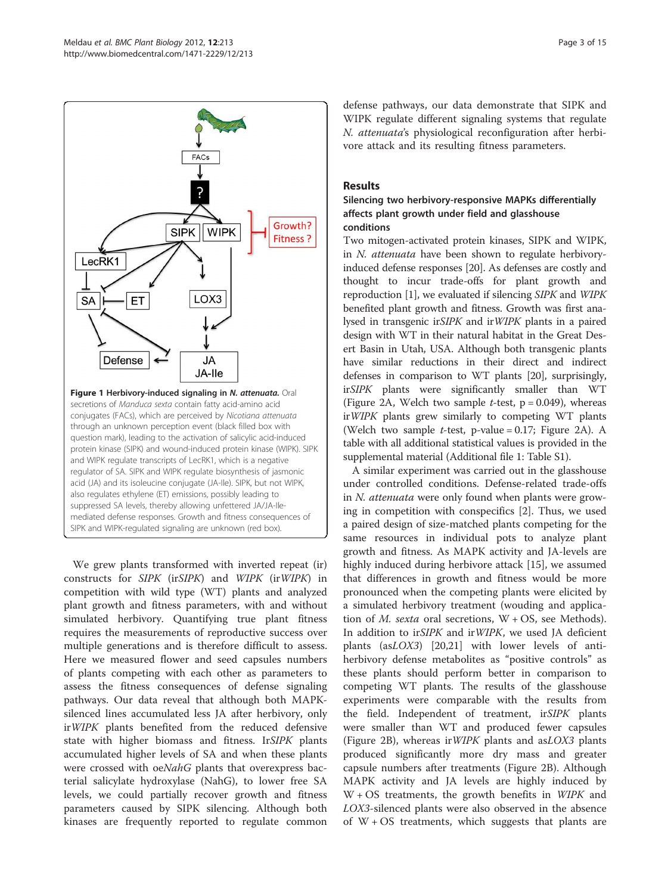**Figure 1 Herbivory-induced signaling in *N. attenuata*.** Oral secretions of *Manduca sexta* contain fatty acid-amino acid conjugates (FACs), which are perceived by *Nicotiana attenuata* through an unknown perception event (black filled box with question mark), leading to the activation of salicylic acid-induced protein kinase (SIPK) and wound-induced protein kinase (WIPK). SIPK and WIPK regulate transcripts of LecRK1, which is a negative regulator of SA. SIPK and WIPK regulate biosynthesis of jasmonic acid (JA) and its isoleucine conjugate (JA-Ile). SIPK, but not WIPK, also regulates ethylene (ET) emissions, possibly leading to suppressed SA levels, thereby allowing unfettered JA/JA-Ile-mediated defense responses. Growth and fitness consequences of SIPK and WIPK-regulated signaling are unknown (red box).

We grew plants transformed with inverted repeat (ir) constructs for *SIPK* (ir*SIPK*) and *WIPK* (ir*WIPK*) in competition with wild type (WT) plants and analyzed plant growth and fitness parameters, with and without simulated herbivory. Quantifying true plant fitness requires the measurements of reproductive success over multiple generations and is therefore difficult to assess. Here we measured flower and seed capsules numbers of plants competing with each other as parameters to assess the fitness consequences of defense signaling pathways. Our data reveal that although both MAPK-silenced lines accumulated less JA after herbivory, only ir*WIPK* plants benefited from the reduced defensive state with higher biomass and fitness. Ir*SIPK* plants accumulated higher levels of SA and when these plants were crossed with oe*NahG* plants that overexpress bacterial salicylate hydroxylase (NahG), to lower free SA levels, we could partially recover growth and fitness parameters caused by SIPK silencing. Although both kinases are frequently reported to regulate common defense pathways, our data demonstrate that SIPK and WIPK regulate different signaling systems that regulate *N. attenuata*'s physiological reconfiguration after herbivore attack and its resulting fitness parameters.

## Results

### Silencing two herbivory-responsive MAPKs differentially affects plant growth under field and glasshouse conditions

Two mitogen-activated protein kinases, SIPK and WIPK, in *N. attenuata* have been shown to regulate herbivory-induced defense responses [20]. As defenses are costly and thought to incur trade-offs for plant growth and reproduction [1], we evaluated if silencing *SIPK* and *WIPK* benefited plant growth and fitness. Growth was first analysed in transgenic ir*SIPK* and ir*WIPK* plants in a paired design with WT in their natural habitat in the Great Desert Basin in Utah, USA. Although both transgenic plants have similar reductions in their direct and indirect defenses in comparison to WT plants [20], surprisingly, ir*SIPK* plants were significantly smaller than WT (Figure 2A, Welch two sample *t*-test, $p = 0.049$), whereas ir*WIPK* plants grew similarly to competing WT plants (Welch two sample *t*-test, p-value = 0.17; Figure 2A). A table with all additional statistical values is provided in the supplemental material (Additional file 1: Table S1).

A similar experiment was carried out in the glasshouse under controlled conditions. Defense-related trade-offs in *N. attenuata* were only found when plants were growing in competition with conspecifics [2]. Thus, we used a paired design of size-matched plants competing for the same resources in individual pots to analyze plant growth and fitness. As MAPK activity and JA-levels are highly induced during herbivore attack [15], we assumed that differences in growth and fitness would be more pronounced when the competing plants were elicited by a simulated herbivory treatment (wouding and application of *M. sexta* oral secretions, W + OS, see Methods). In addition to ir*SIPK* and ir*WIPK*, we used JA deficient plants (as*LOX3*) [20,21] with lower levels of anti-herbivory defense metabolites as "positive controls" as these plants should perform better in comparison to competing WT plants. The results of the glasshouse experiments were comparable with the results from the field. Independent of treatment, ir*SIPK* plants were smaller than WT and produced fewer capsules (Figure 2B), whereas ir*WIPK* plants and as*LOX3* plants produced significantly more dry mass and greater capsule numbers after treatments (Figure 2B). Although MAPK activity and JA levels are highly induced by W + OS treatments, the growth benefits in *WIPK* and *LOX3*-silenced plants were also observed in the absence of W + OS treatments, which suggests that plants are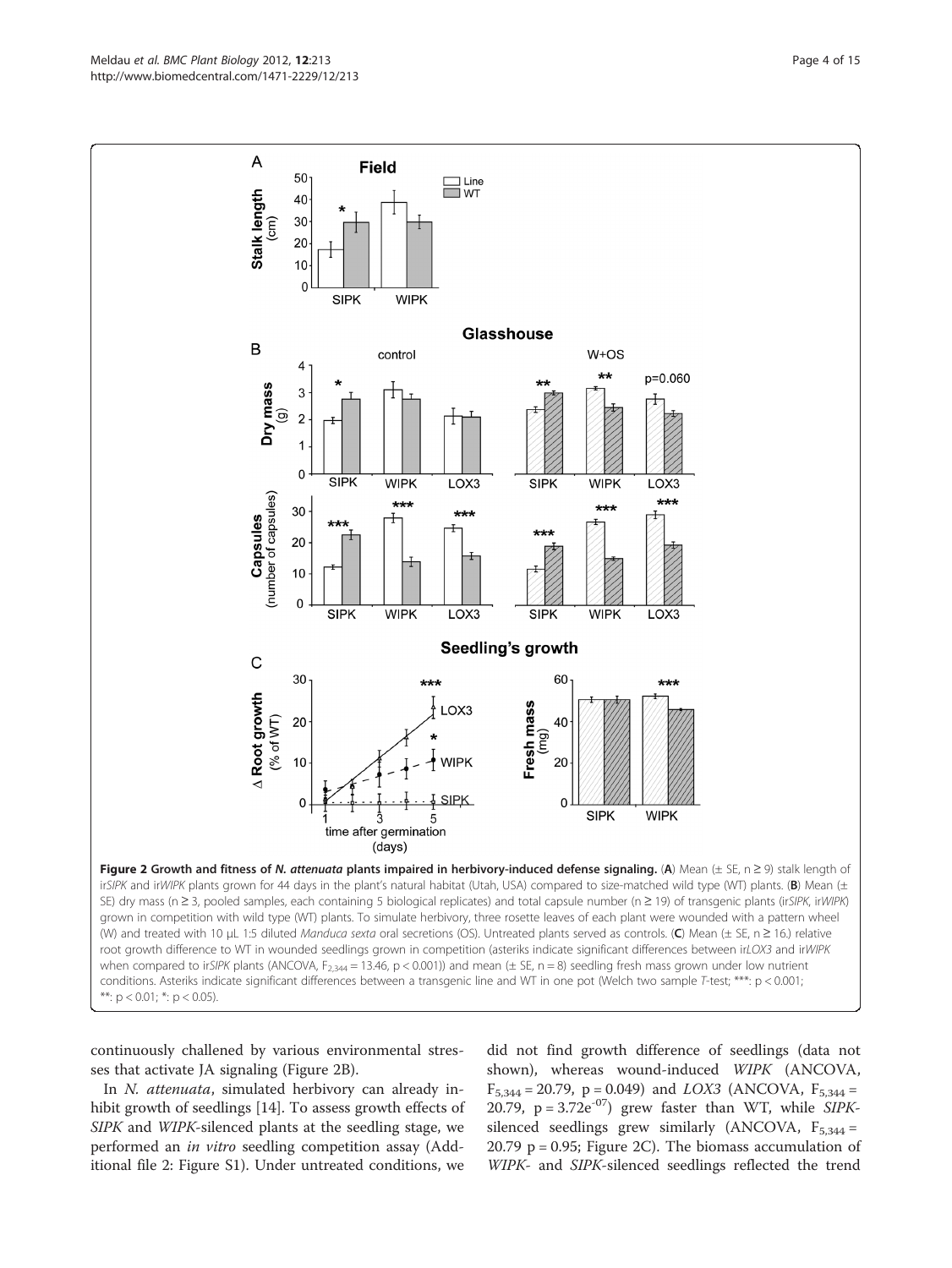**Figure 2 Growth and fitness of *N. attenuata* plants impaired in herbivory-induced defense signaling.** (**A**) Mean (± SE, n ≥ 9) stalk length of ir*SIPK* and ir*WIPK* plants grown for 44 days in the plant's natural habitat (Utah, USA) compared to size-matched wild type (WT) plants. (**B**) Mean (± SE) dry mass (n ≥ 3, pooled samples, each containing 5 biological replicates) and total capsule number (n ≥ 19) of transgenic plants (ir*SIPK*, ir*WIPK*) grown in competition with wild type (WT) plants. To simulate herbivory, three rosette leaves of each plant were wounded with a pattern wheel (W) and treated with 10 μL 1:5 diluted *Manduca sexta* oral secretions (OS). Untreated plants served as controls. (**C**) Mean (± SE, n ≥ 16.) relative root growth difference to WT in wounded seedlings grown in competition (asteriks indicate significant differences between ir*LOX3* and ir*WIPK* when compared to ir*SIPK* plants (ANCOVA, $F_{2,344} = 13.46$, $p < 0.001$)) and mean (± SE, n = 8) seedling fresh mass grown under low nutrient conditions. Asteriks indicate significant differences between a transgenic line and WT in one pot (Welch two sample *T*-test; ***: $p < 0.001$; **: $p < 0.01$; *: $p < 0.05$).

continuously challened by various environmental stresses that activate JA signaling (Figure 2B).

In *N. attenuata*, simulated herbivory can already inhibit growth of seedlings [14]. To assess growth effects of *SIPK* and *WIPK*-silenced plants at the seedling stage, we performed an *in vitro* seedling competition assay (Additional file 2: Figure S1). Under untreated conditions, we did not find growth difference of seedlings (data not shown), whereas wound-induced *WIPK* (ANCOVA, $F_{5,344} = 20.79$, $p = 0.049$) and *LOX3* (ANCOVA, $F_{5,344} = 20.79$, $p = 3.72e^{-07}$) grew faster than WT, while *SIPK*-silenced seedlings grew similarly (ANCOVA, $F_{5,344} = 20.79$ $p = 0.95$; Figure 2C). The biomass accumulation of *WIPK*- and *SIPK*-silenced seedlings reflected the trend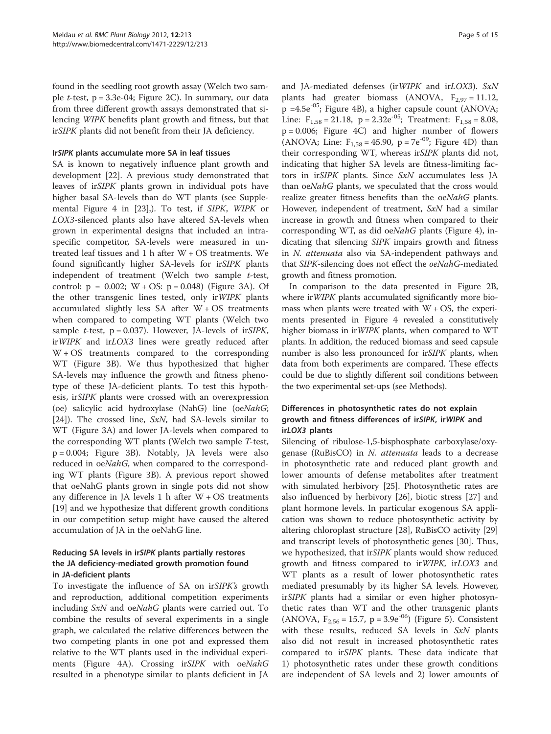found in the seedling root growth assay (Welch two sample *t*-test, $p = 3.3e\text{-}04$; Figure 2C). In summary, our data from three different growth assays demonstrated that silencing *WIPK* benefits plant growth and fitness, but that ir*SIPK* plants did not benefit from their JA deficiency.

#### Ir*SIPK* plants accumulate more SA in leaf tissues

SA is known to negatively influence plant growth and development [22]. A previous study demonstrated that leaves of ir*SIPK* plants grown in individual pots have higher basal SA-levels than do WT plants (see Supplemental Figure 4 in [23],). To test, if *SIPK*, *WIPK* or *LOX3*-silenced plants also have altered SA-levels when grown in experimental designs that included an intraspecific competitor, SA-levels were measured in untreated leaf tissues and 1 h after W + OS treatments. We found significantly higher SA-levels for ir*SIPK* plants independent of treatment (Welch two sample *t*-test, control: $p = 0.002$; W + OS: $p = 0.048$) (Figure 3A). Of the other transgenic lines tested, only ir*WIPK* plants accumulated slightly less SA after W + OS treatments when compared to competing WT plants (Welch two sample *t*-test, $p = 0.037$). However, JA-levels of ir*SIPK*, ir*WIPK* and ir*LOX3* lines were greatly reduced after W + OS treatments compared to the corresponding WT (Figure 3B). We thus hypothesized that higher SA-levels may influence the growth and fitness phenotype of these JA-deficient plants. To test this hypothesis, ir*SIPK* plants were crossed with an overexpression (oe) salicylic acid hydroxylase (NahG) line (oe*NahG*; [24]). The crossed line, *SxN*, had SA-levels similar to WT (Figure 3A) and lower JA-levels when compared to the corresponding WT plants (Welch two sample *T*-test, $p = 0.004$; Figure 3B). Notably, JA levels were also reduced in oe*NahG*, when compared to the corresponding WT plants (Figure 3B). A previous report showed that oeNahG plants grown in single pots did not show any difference in JA levels 1 h after W + OS treatments [19] and we hypothesize that different growth conditions in our competition setup might have caused the altered accumulation of JA in the oeNahG line.

#### Reducing SA levels in ir*SIPK* plants partially restores the JA deficiency-mediated growth promotion found in JA-deficient plants

To investigate the influence of SA on ir*SIPK's* growth and reproduction, additional competition experiments including *SxN* and oe*NahG* plants were carried out. To combine the results of several experiments in a single graph, we calculated the relative differences between the two competing plants in one pot and expressed them relative to the WT plants used in the individual experiments (Figure 4A). Crossing ir*SIPK* with oe*NahG* resulted in a phenotype similar to plants deficient in JA and JA-mediated defenses (ir*WIPK* and ir*LOX3*). *SxN* plants had greater biomass (ANOVA, $F_{2,97} = 11.12$, $p = 4.5e^{-05}$; Figure 4B), a higher capsule count (ANOVA; Line: $F_{1,58} = 21.18$, $p = 2.32e^{-05}$; Treatment: $F_{1,58} = 8.08$, $p = 0.006$; Figure 4C) and higher number of flowers (ANOVA; Line: $F_{1,58} = 45.90$, $p = 7e^{-09}$; Figure 4D) than their corresponding WT, whereas ir*SIPK* plants did not, indicating that higher SA levels are fitness-limiting factors in ir*SIPK* plants. Since *SxN* accumulates less JA than oe*NahG* plants, we speculated that the cross would realize greater fitness benefits than the oe*NahG* plants. However, independent of treatment, *SxN* had a similar increase in growth and fitness when compared to their corresponding WT, as did oe*NahG* plants (Figure 4), indicating that silencing *SIPK* impairs growth and fitness in *N. attenuata* also via SA-independent pathways and that *SIPK*-silencing does not effect the *oeNahG*-mediated growth and fitness promotion.

In comparison to the data presented in Figure 2B, where ir*WIPK* plants accumulated significantly more biomass when plants were treated with W + OS, the experiments presented in Figure 4 revealed a constitutively higher biomass in ir*WIPK* plants, when compared to WT plants. In addition, the reduced biomass and seed capsule number is also less pronounced for ir*SIPK* plants, when data from both experiments are compared. These effects could be due to slightly different soil conditions between the two experimental set-ups (see Methods).

#### Differences in photosynthetic rates do not explain growth and fitness differences of ir*SIPK*, ir*WIPK* and ir*LOX3* plants

Silencing of ribulose-1,5-bisphosphate carboxylase/oxygenase (RuBisCO) in *N. attenuata* leads to a decrease in photosynthetic rate and reduced plant growth and lower amounts of defense metabolites after treatment with simulated herbivory [25]. Photosynthetic rates are also influenced by herbivory [26], biotic stress [27] and plant hormone levels. In particular exogenous SA application was shown to reduce photosynthetic activity by altering chloroplast structure [28], RuBisCO activity [29] and transcript levels of photosynthetic genes [30]. Thus, we hypothesized, that ir*SIPK* plants would show reduced growth and fitness compared to ir*WIPK*, ir*LOX3* and WT plants as a result of lower photosynthetic rates mediated presumably by its higher SA levels. However, ir*SIPK* plants had a similar or even higher photosynthetic rates than WT and the other transgenic plants (ANOVA, $F_{2,56} = 15.7$, $p = 3.9e^{-06}$) (Figure 5). Consistent with these results, reduced SA levels in *SxN* plants also did not result in increased photosynthetic rates compared to ir*SIPK* plants. These data indicate that 1) photosynthetic rates under these growth conditions are independent of SA levels and 2) lower amounts of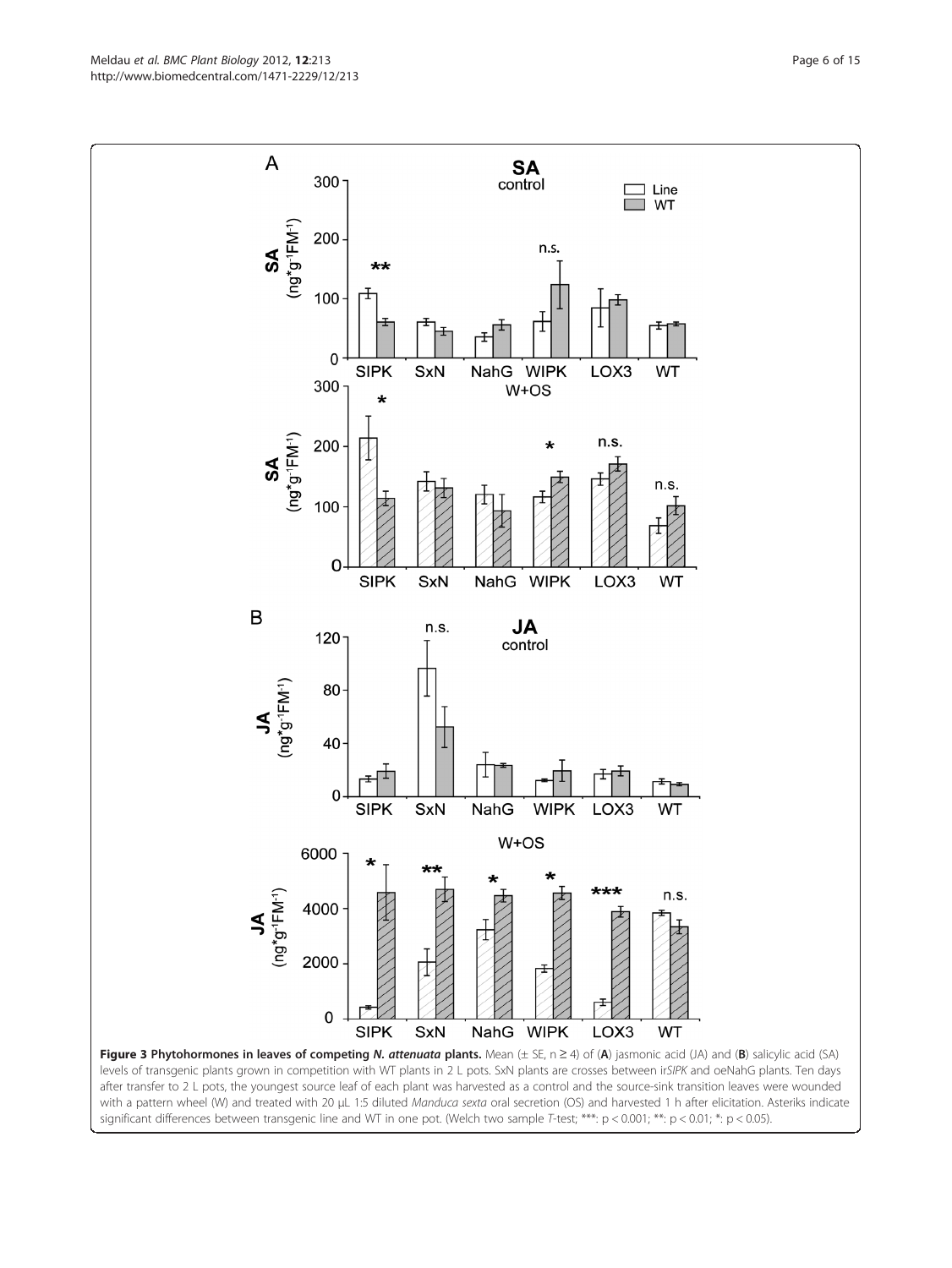**Figure 3 Phytohormones in leaves of competing *N. attenuata* plants.** Mean (± SE, n ≥ 4) of (**A**) jasmonic acid (JA) and (**B**) salicylic acid (SA) levels of transgenic plants grown in competition with WT plants in 2 L pots. SxN plants are crosses between ir*SIPK* and oeNahG plants. Ten days after transfer to 2 L pots, the youngest source leaf of each plant was harvested as a control and the source-sink transition leaves were wounded with a pattern wheel (W) and treated with 20 μL 1:5 diluted *Manduca sexta* oral secretion (OS) and harvested 1 h after elicitation. Asteriks indicate significant differences between transgenic line and WT in one pot. (Welch two sample *T*-test; ***: $p < 0.001$; **: $p < 0.01$; *: $p < 0.05$).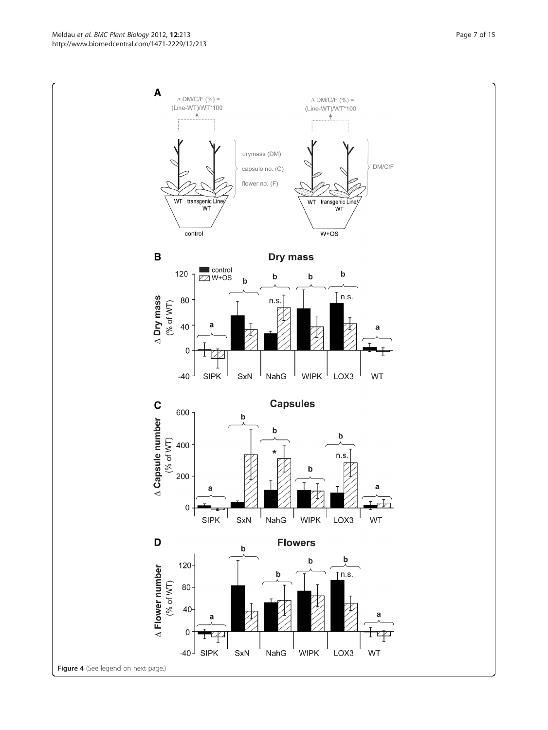Figure 4 (See legend on next page.)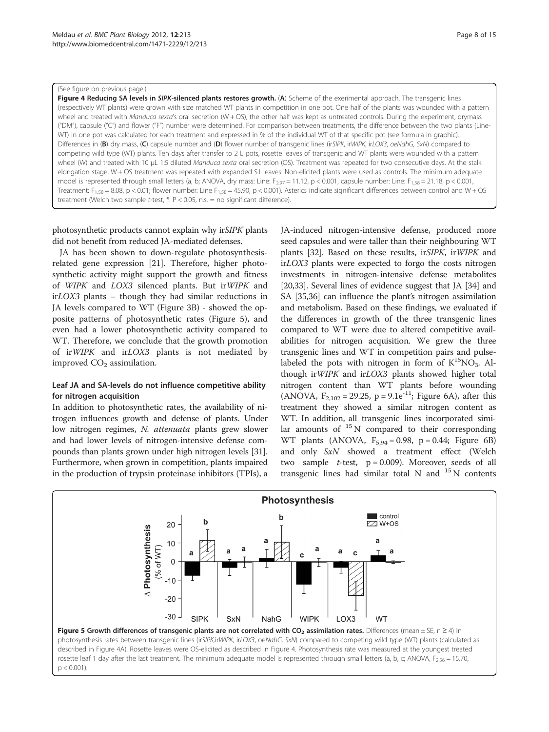(See figure on previous page.)

**Figure 4 Reducing SA levels in *SIPK*-silenced plants restores growth.** (**A**) Scheme of the exerimental approach. The transgenic lines (respectively WT plants) were grown with size matched WT plants in competition in one pot. One half of the plants was wounded with a pattern wheel and treated with *Manduca sexta*'s oral secretion (W + OS), the other half was kept as untreated controls. During the experiment, drymass ("DM"), capsule ("C") and flower ("F") number were determined. For comparison between treatments, the difference between the two plants (Line-WT) in one pot was calculated for each treatment and expressed in % of the individual WT of that specific pot (see formula in graphic). Differences in (**B**) dry mass, (**C**) capsule number and (**D**) flower number of transgenic lines (ir*SIPK*, ir*WIPK*, ir*LOX3*, *oeNahG*, *SxN*) compared to competing wild type (WT) plants. Ten days after transfer to 2 L pots, rosette leaves of transgenic and WT plants were wounded with a pattern wheel (W) and treated with 10 μL 1:5 diluted *Manduca sexta* oral secretion (OS). Treatment was repeated for two consecutive days. At the stalk elongation stage, W + OS treatment was repeated with expanded S1 leaves. Non-elicited plants were used as controls. The minimum adequate model is represented through small letters (a, b; ANOVA, dry mass: Line: $F_{2,97} = 11.12$, $p < 0.001$, capsule number: Line: $F_{1,58} = 21.18$, $p < 0.001$, Treatment: $F_{1,58} = 8.08$, $p < 0.01$; flower number: Line $F_{1,58} = 45.90$, $p < 0.001$). Asterics indicate significant differences between control and W + OS treatment (Welch two sample *t*-test, *: $P < 0.05$, n.s. = no significant difference).

photosynthetic products cannot explain why ir*SIPK* plants did not benefit from reduced JA-mediated defenses.

JA has been shown to down-regulate photosynthesis-related gene expression [21]. Therefore, higher photosynthetic activity might support the growth and fitness of *WIPK* and *LOX3* silenced plants. But ir*WIPK* and ir*LOX3* plants – though they had similar reductions in JA levels compared to WT (Figure 3B) - showed the opposite patterns of photosynthetic rates (Figure 5), and even had a lower photosynthetic activity compared to WT. Therefore, we conclude that the growth promotion of ir*WIPK* and ir*LOX3* plants is not mediated by improved $CO_2$ assimilation.

## Leaf JA and SA-levels do not influence competitive ability for nitrogen acquisition

In addition to photosynthetic rates, the availability of nitrogen influences growth and defense of plants. Under low nitrogen regimes, *N. attenuata* plants grew slower and had lower levels of nitrogen-intensive defense compounds than plants grown under high nitrogen levels [31]. Furthermore, when grown in competition, plants impaired in the production of trypsin proteinase inhibitors (TPIs), a JA-induced nitrogen-intensive defense, produced more seed capsules and were taller than their neighbouring WT plants [32]. Based on these results, ir*SIPK*, ir*WIPK* and ir*LOX3* plants were expected to forgo the costs nitrogen investments in nitrogen-intensive defense metabolites [20,33]. Several lines of evidence suggest that JA [34] and SA [35,36] can influence the plant's nitrogen assimilation and metabolism. Based on these findings, we evaluated if the differences in growth of the three transgenic lines compared to WT were due to altered competitive availabilities for nitrogen acquisition. We grew the three transgenic lines and WT in competition pairs and pulse-labeled the pots with nitrogen in form of $K^{15}NO_3$. Although ir*WIPK* and ir*LOX3* plants showed higher total nitrogen content than WT plants before wounding (ANOVA, $F_{2,102} = 29.25$, $p = 9.1e^{-11}$; Figure 6A), after this treatment they showed a similar nitrogen content as WT. In addition, all transgenic lines incorporated similar amounts of $^{15}N$ compared to their corresponding WT plants (ANOVA, $F_{5,94} = 0.98$, $p = 0.44$; Figure 6B) and only *SxN* showed a treatment effect (Welch two sample *t*-test, $p = 0.009$). Moreover, seeds of all transgenic lines had similar total N and $^{15}N$ contents

**Figure 5 Growth differences of transgenic plants are not correlated with $CO_2$ assimilation rates.** Differences (mean ± SE, n ≥ 4) in photosynthesis rates between transgenic lines (ir*SIPK*,ir*WIPK*, ir*LOX3*, oe*NahG*, *SxN*) compared to competing wild type (WT) plants (calculated as described in Figure 4A). Rosette leaves were OS-elicited as described in Figure 4. Photosynthesis rate was measured at the youngest treated rosette leaf 1 day after the last treatment. The minimum adequate model is represented through small letters (a, b, c; ANOVA, $F_{2,56} = 15.70$, $p < 0.001$).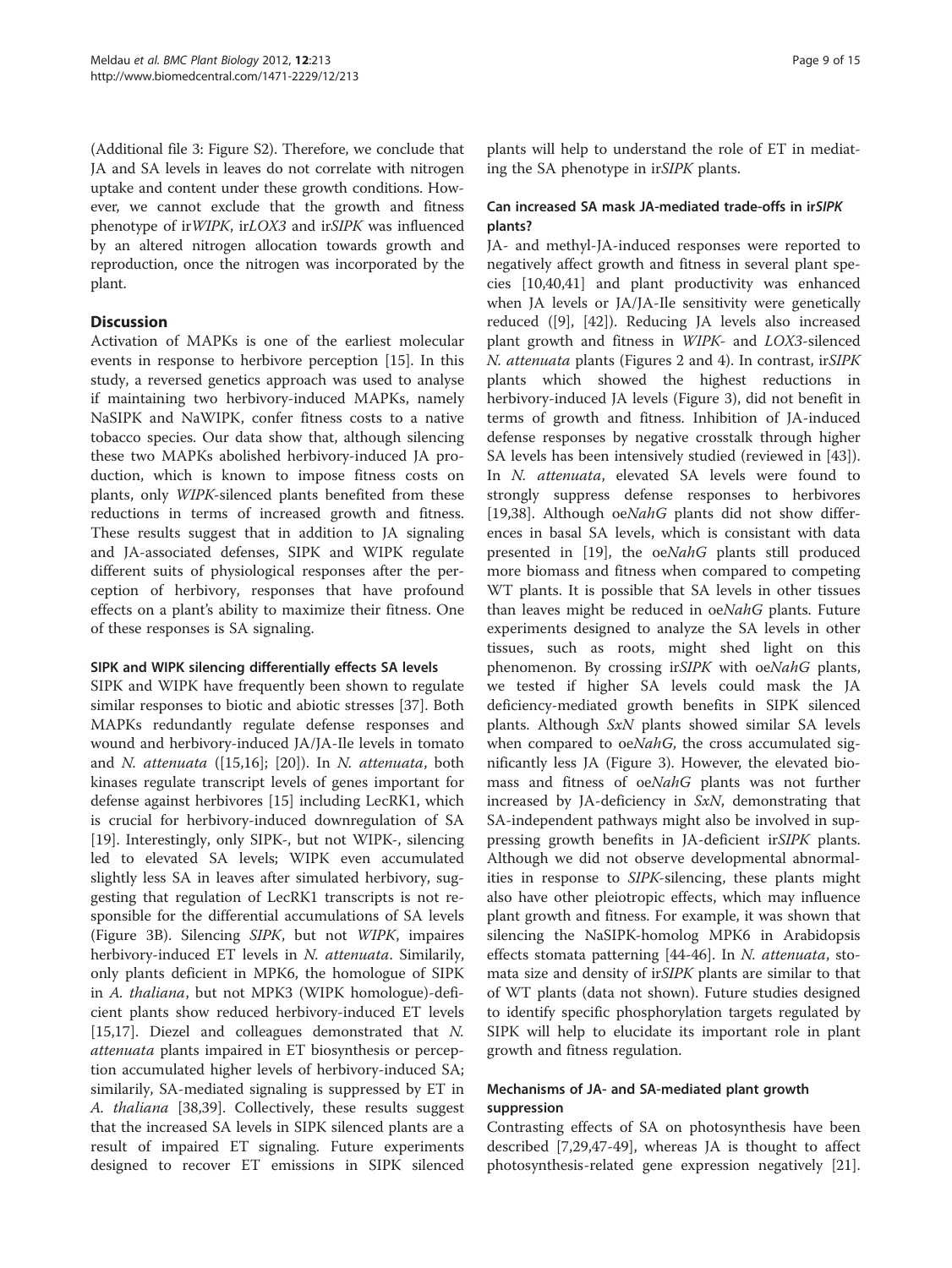(Additional file 3: Figure S2). Therefore, we conclude that JA and SA levels in leaves do not correlate with nitrogen uptake and content under these growth conditions. However, we cannot exclude that the growth and fitness phenotype of ir*WIPK*, ir*LOX3* and ir*SIPK* was influenced by an altered nitrogen allocation towards growth and reproduction, once the nitrogen was incorporated by the plant.

## Discussion

Activation of MAPKs is one of the earliest molecular events in response to herbivore perception [15]. In this study, a reversed genetics approach was used to analyse if maintaining two herbivory-induced MAPKs, namely NaSIPK and NaWIPK, confer fitness costs to a native tobacco species. Our data show that, although silencing these two MAPKs abolished herbivory-induced JA production, which is known to impose fitness costs on plants, only *WIPK*-silenced plants benefited from these reductions in terms of increased growth and fitness. These results suggest that in addition to JA signaling and JA-associated defenses, SIPK and WIPK regulate different suits of physiological responses after the perception of herbivory, responses that have profound effects on a plant's ability to maximize their fitness. One of these responses is SA signaling.

### SIPK and WIPK silencing differentially effects SA levels

SIPK and WIPK have frequently been shown to regulate similar responses to biotic and abiotic stresses [37]. Both MAPKs redundantly regulate defense responses and wound and herbivory-induced JA/JA-Ile levels in tomato and *N. attenuata* ([15,16]; [20]). In *N. attenuata*, both kinases regulate transcript levels of genes important for defense against herbivores [15] including LecRK1, which is crucial for herbivory-induced downregulation of SA [19]. Interestingly, only SIPK-, but not WIPK-, silencing led to elevated SA levels; WIPK even accumulated slightly less SA in leaves after simulated herbivory, suggesting that regulation of LecRK1 transcripts is not responsible for the differential accumulations of SA levels (Figure 3B). Silencing *SIPK*, but not *WIPK*, impaires herbivory-induced ET levels in *N. attenuata*. Similarily, only plants deficient in MPK6, the homologue of SIPK in *A. thaliana*, but not MPK3 (WIPK homologue)-deficient plants show reduced herbivory-induced ET levels [15,17]. Diezel and colleagues demonstrated that *N. attenuata* plants impaired in ET biosynthesis or perception accumulated higher levels of herbivory-induced SA; similarily, SA-mediated signaling is suppressed by ET in *A. thaliana* [38,39]. Collectively, these results suggest that the increased SA levels in SIPK silenced plants are a result of impaired ET signaling. Future experiments designed to recover ET emissions in SIPK silenced plants will help to understand the role of ET in mediating the SA phenotype in ir*SIPK* plants.

### Can increased SA mask JA-mediated trade-offs in ir*SIPK* plants?

JA- and methyl-JA-induced responses were reported to negatively affect growth and fitness in several plant species [10,40,41] and plant productivity was enhanced when JA levels or JA/JA-Ile sensitivity were genetically reduced ([9], [42]). Reducing JA levels also increased plant growth and fitness in *WIPK*- and *LOX3*-silenced *N. attenuata* plants (Figures 2 and 4). In contrast, ir*SIPK* plants which showed the highest reductions in herbivory-induced JA levels (Figure 3), did not benefit in terms of growth and fitness. Inhibition of JA-induced defense responses by negative crosstalk through higher SA levels has been intensively studied (reviewed in [43]). In *N. attenuata*, elevated SA levels were found to strongly suppress defense responses to herbivores [19,38]. Although oe*NahG* plants did not show differences in basal SA levels, which is consistant with data presented in [19], the oe*NahG* plants still produced more biomass and fitness when compared to competing WT plants. It is possible that SA levels in other tissues than leaves might be reduced in oe*NahG* plants. Future experiments designed to analyze the SA levels in other tissues, such as roots, might shed light on this phenomenon. By crossing ir*SIPK* with oe*NahG* plants, we tested if higher SA levels could mask the JA deficiency-mediated growth benefits in SIPK silenced plants. Although *SxN* plants showed similar SA levels when compared to oe*NahG*, the cross accumulated significantly less JA (Figure 3). However, the elevated biomass and fitness of oe*NahG* plants was not further increased by JA-deficiency in *SxN*, demonstrating that SA-independent pathways might also be involved in suppressing growth benefits in JA-deficient ir*SIPK* plants. Although we did not observe developmental abnormalities in response to *SIPK*-silencing, these plants might also have other pleiotropic effects, which may influence plant growth and fitness. For example, it was shown that silencing the NaSIPK-homolog MPK6 in Arabidopsis effects stomata patterning [44-46]. In *N. attenuata*, stomata size and density of ir*SIPK* plants are similar to that of WT plants (data not shown). Future studies designed to identify specific phosphorylation targets regulated by SIPK will help to elucidate its important role in plant growth and fitness regulation.

### Mechanisms of JA- and SA-mediated plant growth suppression

Contrasting effects of SA on photosynthesis have been described [7,29,47-49], whereas JA is thought to affect photosynthesis-related gene expression negatively [21].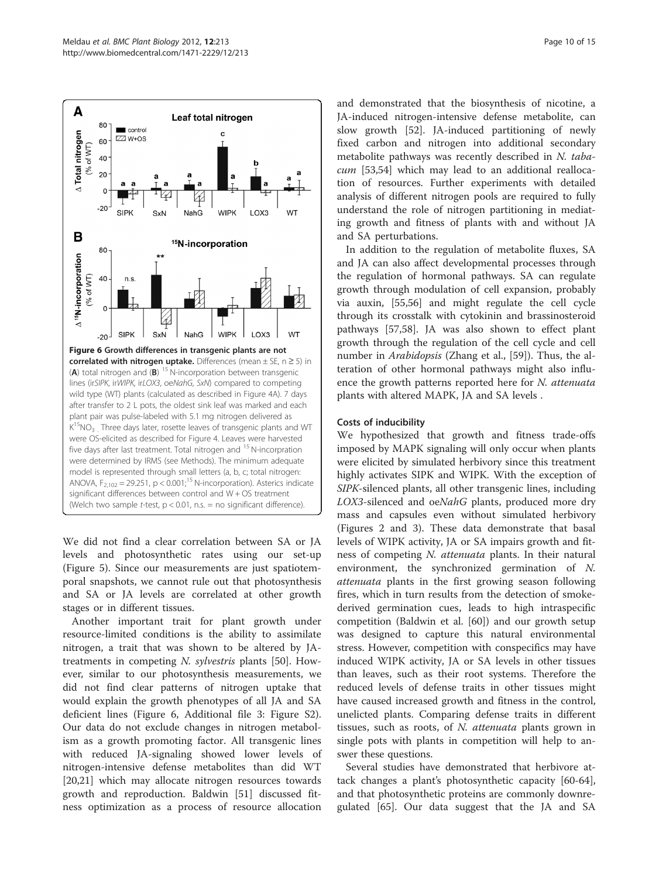Figure 6 **Growth differences in transgenic plants are not correlated with nitrogen uptake.** Differences (mean ± SE, n ≥ 5) in (**A**) total nitrogen and (**B**) $^{15}$N-incorporation between transgenic lines (ir*SIPK*, ir*WIPK*, ir*LOX3*, oe*NahG*, *SxN*) compared to competing wild type (WT) plants (calculated as described in Figure 4A). 7 days after transfer to 2 L pots, the oldest sink leaf was marked and each plant pair was pulse-labeled with 5.1 mg nitrogen delivered as $K^{15}NO_3$ . Three days later, rosette leaves of transgenic plants and WT were OS-elicited as described for Figure 4. Leaves were harvested five days after last treatment. Total nitrogen and $^{15}$N-incorpration were determined by IRMS (see Methods). The minimum adequate model is represented through small letters (a, b, c; total nitrogen: ANOVA, $F_{2,102} = 29.251$, $p < 0.001$; $^{15}$N-incorporation). Asterics indicate significant differences between control and W + OS treatment (Welch two sample *t*-test, $p < 0.01$, n.s. = no significant difference).

We did not find a clear correlation between SA or JA levels and photosynthetic rates using our set-up (Figure 5). Since our measurements are just spatiotemporal snapshots, we cannot rule out that photosynthesis and SA or JA levels are correlated at other growth stages or in different tissues.

Another important trait for plant growth under resource-limited conditions is the ability to assimilate nitrogen, a trait that was shown to be altered by JA-treatments in competing *N. sylvestris* plants [50]. However, similar to our photosynthesis measurements, we did not find clear patterns of nitrogen uptake that would explain the growth phenotypes of all JA and SA deficient lines (Figure 6, Additional file 3: Figure S2). Our data do not exclude changes in nitrogen metabolism as a growth promoting factor. All transgenic lines with reduced JA-signaling showed lower levels of nitrogen-intensive defense metabolites than did WT [20,21] which may allocate nitrogen resources towards growth and reproduction. Baldwin [51] discussed fitness optimization as a process of resource allocation and demonstrated that the biosynthesis of nicotine, a JA-induced nitrogen-intensive defense metabolite, can slow growth [52]. JA-induced partitioning of newly fixed carbon and nitrogen into additional secondary metabolite pathways was recently described in *N. tabacum* [53,54] which may lead to an additional reallocation of resources. Further experiments with detailed analysis of different nitrogen pools are required to fully understand the role of nitrogen partitioning in mediating growth and fitness of plants with and without JA and SA perturbations.

In addition to the regulation of metabolite fluxes, SA and JA can also affect developmental processes through the regulation of hormonal pathways. SA can regulate growth through modulation of cell expansion, probably via auxin, [55,56] and might regulate the cell cycle through its crosstalk with cytokinin and brassinosteroid pathways [57,58]. JA was also shown to effect plant growth through the regulation of the cell cycle and cell number in *Arabidopsis* (Zhang et al., [59]). Thus, the alteration of other hormonal pathways might also influence the growth patterns reported here for *N. attenuata* plants with altered MAPK, JA and SA levels .

### Costs of inducibility

We hypothesized that growth and fitness trade-offs imposed by MAPK signaling will only occur when plants were elicited by simulated herbivory since this treatment highly activates SIPK and WIPK. With the exception of *SIPK*-silenced plants, all other transgenic lines, including *LOX3*-silenced and oe*NahG* plants, produced more dry mass and capsules even without simulated herbivory (Figures 2 and 3). These data demonstrate that basal levels of WIPK activity, JA or SA impairs growth and fitness of competing *N. attenuata* plants. In their natural environment, the synchronized germination of *N. attenuata* plants in the first growing season following fires, which in turn results from the detection of smoke-derived germination cues, leads to high intraspecific competition (Baldwin et al. [60]) and our growth setup was designed to capture this natural environmental stress. However, competition with conspecifics may have induced WIPK activity, JA or SA levels in other tissues than leaves, such as their root systems. Therefore the reduced levels of defense traits in other tissues might have caused increased growth and fitness in the control, unelicted plants. Comparing defense traits in different tissues, such as roots, of *N. attenuata* plants grown in single pots with plants in competition will help to answer these questions.

Several studies have demonstrated that herbivore attack changes a plant's photosynthetic capacity [60-64], and that photosynthetic proteins are commonly downregulated [65]. Our data suggest that the JA and SA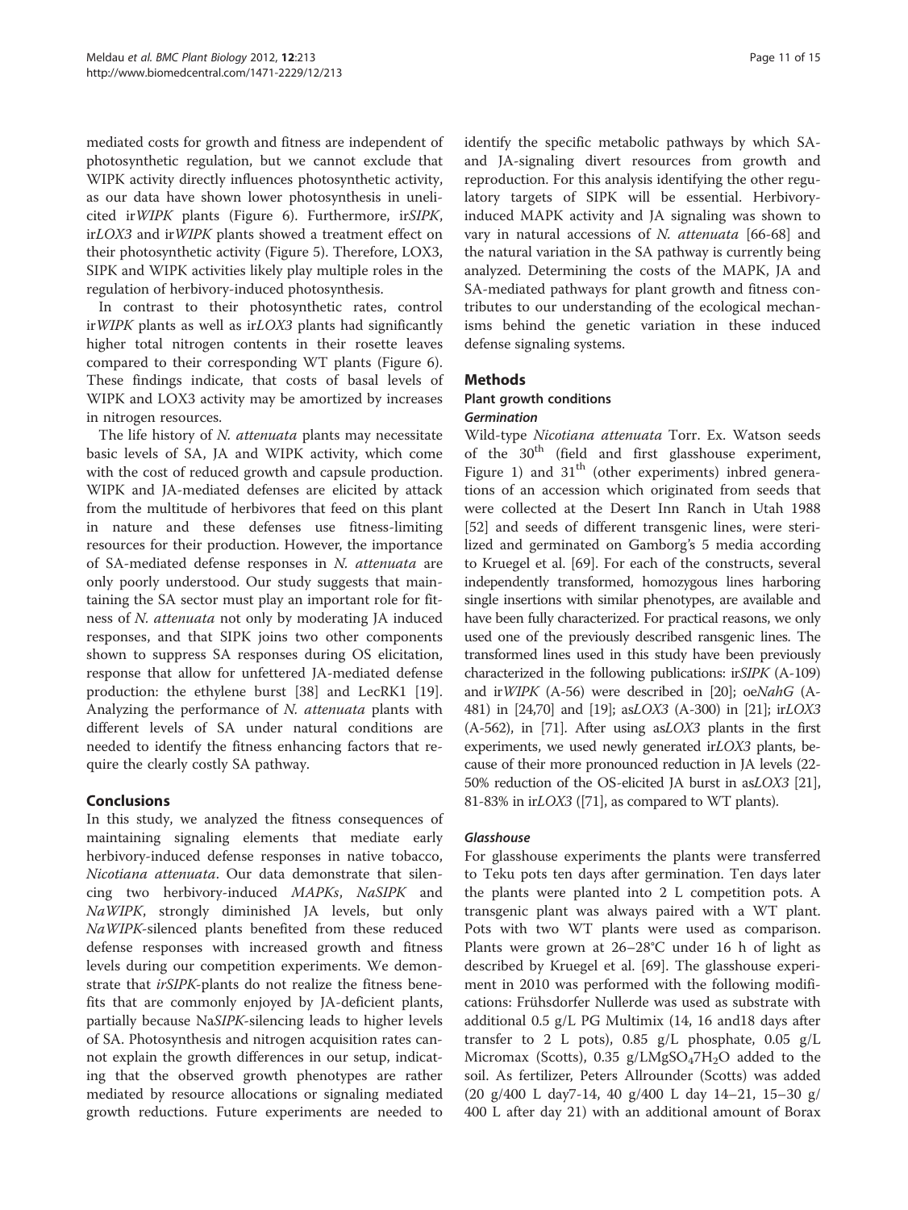mediated costs for growth and fitness are independent of photosynthetic regulation, but we cannot exclude that WIPK activity directly influences photosynthetic activity, as our data have shown lower photosynthesis in unelicited ir*WIPK* plants (Figure 6). Furthermore, ir*SIPK*, ir*LOX3* and ir*WIPK* plants showed a treatment effect on their photosynthetic activity (Figure 5). Therefore, LOX3, SIPK and WIPK activities likely play multiple roles in the regulation of herbivory-induced photosynthesis.

In contrast to their photosynthetic rates, control ir*WIPK* plants as well as ir*LOX3* plants had significantly higher total nitrogen contents in their rosette leaves compared to their corresponding WT plants (Figure 6). These findings indicate, that costs of basal levels of WIPK and LOX3 activity may be amortized by increases in nitrogen resources.

The life history of *N. attenuata* plants may necessitate basic levels of SA, JA and WIPK activity, which come with the cost of reduced growth and capsule production. WIPK and JA-mediated defenses are elicited by attack from the multitude of herbivores that feed on this plant in nature and these defenses use fitness-limiting resources for their production. However, the importance of SA-mediated defense responses in *N. attenuata* are only poorly understood. Our study suggests that maintaining the SA sector must play an important role for fitness of *N. attenuata* not only by moderating JA induced responses, and that SIPK joins two other components shown to suppress SA responses during OS elicitation, response that allow for unfettered JA-mediated defense production: the ethylene burst [38] and LecRK1 [19]. Analyzing the performance of *N. attenuata* plants with different levels of SA under natural conditions are needed to identify the fitness enhancing factors that require the clearly costly SA pathway.

## Conclusions

In this study, we analyzed the fitness consequences of maintaining signaling elements that mediate early herbivory-induced defense responses in native tobacco, *Nicotiana attenuata*. Our data demonstrate that silencing two herbivory-induced *MAPKs*, *NaSIPK* and *NaWIPK*, strongly diminished JA levels, but only *NaWIPK*-silenced plants benefited from these reduced defense responses with increased growth and fitness levels during our competition experiments. We demonstrate that *irSIPK*-plants do not realize the fitness benefits that are commonly enjoyed by JA-deficient plants, partially because NaSIPK-silencing leads to higher levels of SA. Photosynthesis and nitrogen acquisition rates cannot explain the growth differences in our setup, indicating that the observed growth phenotypes are rather mediated by resource allocations or signaling mediated growth reductions. Future experiments are needed to identify the specific metabolic pathways by which SA- and JA-signaling divert resources from growth and reproduction. For this analysis identifying the other regulatory targets of SIPK will be essential. Herbivory-induced MAPK activity and JA signaling was shown to vary in natural accessions of *N. attenuata* [66-68] and the natural variation in the SA pathway is currently being analyzed. Determining the costs of the MAPK, JA and SA-mediated pathways for plant growth and fitness contributes to our understanding of the ecological mechanisms behind the genetic variation in these induced defense signaling systems.

## Methods

### Plant growth conditions

#### Germination

Wild-type *Nicotiana attenuata* Torr. Ex. Watson seeds of the 30[th] (field and first glasshouse experiment, Figure 1) and 31[th] (other experiments) inbred generations of an accession which originated from seeds that were collected at the Desert Inn Ranch in Utah 1988 [52] and seeds of different transgenic lines, were sterilized and germinated on Gamborg's 5 media according to Kruegel et al. [69]. For each of the constructs, several independently transformed, homozygous lines harboring single insertions with similar phenotypes, are available and have been fully characterized. For practical reasons, we only used one of the previously described ransgenic lines. The transformed lines used in this study have been previously characterized in the following publications: ir*SIPK* (A-109) and ir*WIPK* (A-56) were described in [20]; oe*NahG* (A-481) in [24,70] and [19]; as*LOX3* (A-300) in [21]; ir*LOX3* (A-562), in [71]. After using as*LOX3* plants in the first experiments, we used newly generated ir*LOX3* plants, because of their more pronounced reduction in JA levels (22-50% reduction of the OS-elicited JA burst in as*LOX3* [21], 81-83% in ir*LOX3* ([71], as compared to WT plants).

#### Glasshouse

For glasshouse experiments the plants were transferred to Teku pots ten days after germination. Ten days later the plants were planted into 2 L competition pots. A transgenic plant was always paired with a WT plant. Pots with two WT plants were used as comparison. Plants were grown at 26–28°C under 16 h of light as described by Kruegel et al. [69]. The glasshouse experiment in 2010 was performed with the following modifications: Frühsdorfer Nullerde was used as substrate with additional 0.5 g/L PG Multimix (14, 16 and18 days after transfer to 2 L pots), 0.85 g/L phosphate, 0.05 g/L Micromax (Scotts), 0.35 g/L$MgSO_4 7H_2O$ added to the soil. As fertilizer, Peters Allrounder (Scotts) was added (20 g/400 L day7-14, 40 g/400 L day 14–21, 15–30 g/400 L after day 21) with an additional amount of Borax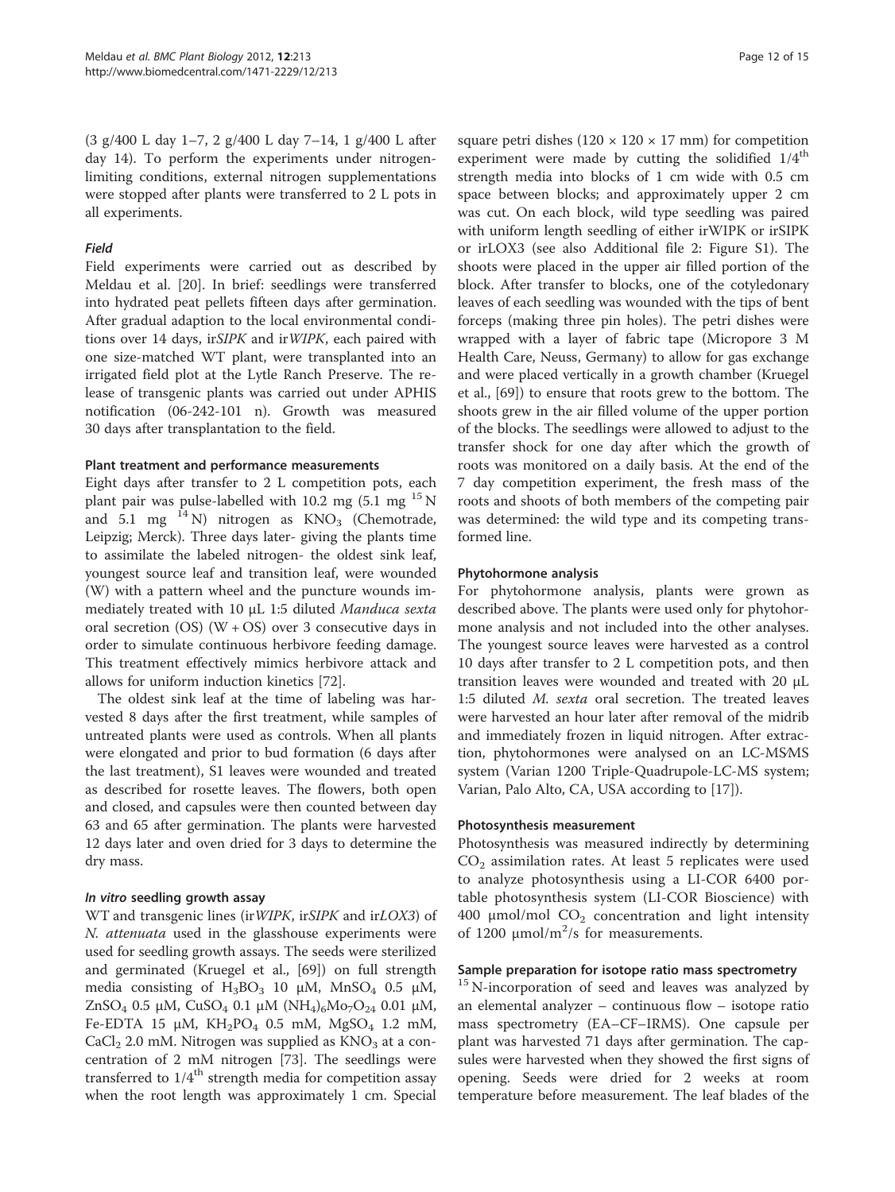(3 g/400 L day 1–7, 2 g/400 L day 7–14, 1 g/400 L after day 14). To perform the experiments under nitrogen-limiting conditions, external nitrogen supplementations were stopped after plants were transferred to 2 L pots in all experiments.

#### *Field*

Field experiments were carried out as described by Meldau et al. [20]. In brief: seedlings were transferred into hydrated peat pellets fifteen days after germination. After gradual adaption to the local environmental conditions over 14 days, ir*SIPK* and ir*WIPK*, each paired with one size-matched WT plant, were transplanted into an irrigated field plot at the Lytle Ranch Preserve. The release of transgenic plants was carried out under APHIS notification (06-242-101 n). Growth was measured 30 days after transplantation to the field.

### Plant treatment and performance measurements

Eight days after transfer to 2 L competition pots, each plant pair was pulse-labelled with 10.2 mg (5.1 mg $^{15}N$ and 5.1 mg $^{14}N$) nitrogen as $KNO_3$ (Chemotrade, Leipzig; Merck). Three days later- giving the plants time to assimilate the labeled nitrogen- the oldest sink leaf, youngest source leaf and transition leaf, were wounded (W) with a pattern wheel and the puncture wounds immediately treated with 10 μL 1:5 diluted *Manduca sexta* oral secretion (OS) (W + OS) over 3 consecutive days in order to simulate continuous herbivore feeding damage. This treatment effectively mimics herbivore attack and allows for uniform induction kinetics [72].

The oldest sink leaf at the time of labeling was harvested 8 days after the first treatment, while samples of untreated plants were used as controls. When all plants were elongated and prior to bud formation (6 days after the last treatment), S1 leaves were wounded and treated as described for rosette leaves. The flowers, both open and closed, and capsules were then counted between day 63 and 65 after germination. The plants were harvested 12 days later and oven dried for 3 days to determine the dry mass.

### *In vitro* seedling growth assay

WT and transgenic lines (ir*WIPK*, ir*SIPK* and ir*LOX3*) of *N. attenuata* used in the glasshouse experiments were used for seedling growth assays. The seeds were sterilized and germinated (Kruegel et al., [69]) on full strength media consisting of $H_3BO_3$ 10 μM, $MnSO_4$ 0.5 μM, $ZnSO_4$ 0.5 μM, $CuSO_4$ 0.1 μM $(NH_4)_6Mo_7O_{24}$ 0.01 μM, Fe-EDTA 15 μM, $KH_2PO_4$ 0.5 mM, $MgSO_4$ 1.2 mM, $CaCl_2$ 2.0 mM. Nitrogen was supplied as $KNO_3$ at a concentration of 2 mM nitrogen [73]. The seedlings were transferred to 1/4$^{th}$ strength media for competition assay when the root length was approximately 1 cm. Special square petri dishes (120 × 120 × 17 mm) for competition experiment were made by cutting the solidified 1/4$^{th}$ strength media into blocks of 1 cm wide with 0.5 cm space between blocks; and approximately upper 2 cm was cut. On each block, wild type seedling was paired with uniform length seedling of either irWIPK or irSIPK or irLOX3 (see also Additional file 2: Figure S1). The shoots were placed in the upper air filled portion of the block. After transfer to blocks, one of the cotyledonary leaves of each seedling was wounded with the tips of bent forceps (making three pin holes). The petri dishes were wrapped with a layer of fabric tape (Micropore 3 M Health Care, Neuss, Germany) to allow for gas exchange and were placed vertically in a growth chamber (Kruegel et al., [69]) to ensure that roots grew to the bottom. The shoots grew in the air filled volume of the upper portion of the blocks. The seedlings were allowed to adjust to the transfer shock for one day after which the growth of roots was monitored on a daily basis. At the end of the 7 day competition experiment, the fresh mass of the roots and shoots of both members of the competing pair was determined: the wild type and its competing transformed line.

### Phytohormone analysis

For phytohormone analysis, plants were grown as described above. The plants were used only for phytohormone analysis and not included into the other analyses. The youngest source leaves were harvested as a control 10 days after transfer to 2 L competition pots, and then transition leaves were wounded and treated with 20 μL 1:5 diluted *M. sexta* oral secretion. The treated leaves were harvested an hour later after removal of the midrib and immediately frozen in liquid nitrogen. After extraction, phytohormones were analysed on an LC-MS/MS system (Varian 1200 Triple-Quadrupole-LC-MS system; Varian, Palo Alto, CA, USA according to [17]).

### Photosynthesis measurement

Photosynthesis was measured indirectly by determining $CO_2$ assimilation rates. At least 5 replicates were used to analyze photosynthesis using a LI-COR 6400 portable photosynthesis system (LI-COR Bioscience) with 400 μmol/mol $CO_2$ concentration and light intensity of 1200 μmol/m$^2$/s for measurements.

### Sample preparation for isotope ratio mass spectrometry

$^{15}N$-incorporation of seed and leaves was analyzed by an elemental analyzer – continuous flow – isotope ratio mass spectrometry (EA–CF–IRMS). One capsule per plant was harvested 71 days after germination. The capsules were harvested when they showed the first signs of opening. Seeds were dried for 2 weeks at room temperature before measurement. The leaf blades of the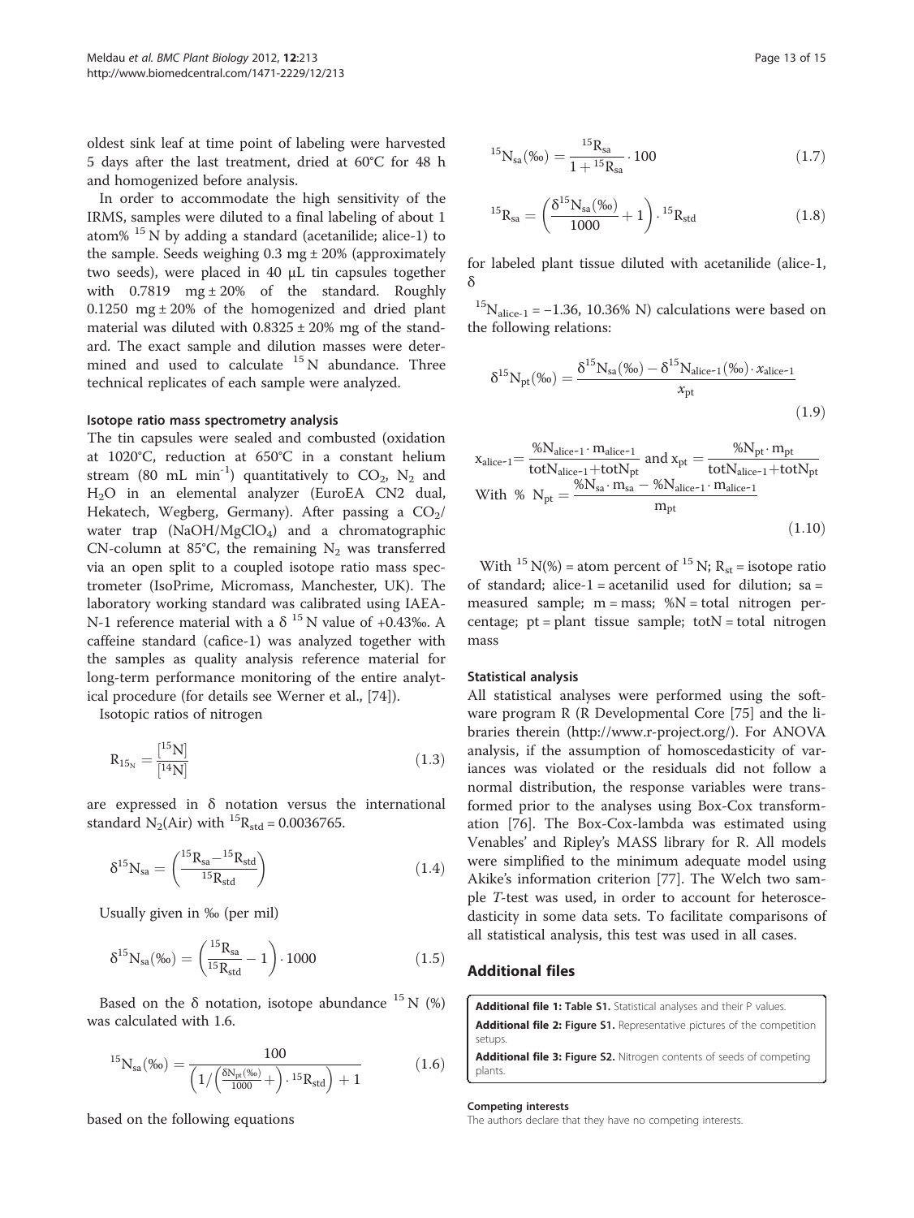oldest sink leaf at time point of labeling were harvested 5 days after the last treatment, dried at 60°C for 48 h and homogenized before analysis.

In order to accommodate the high sensitivity of the IRMS, samples were diluted to a final labeling of about 1 atom% $^{15}N$ by adding a standard (acetanilide; alice-1) to the sample. Seeds weighing 0.3 mg ± 20% (approximately two seeds), were placed in 40 μL tin capsules together with 0.7819 mg ± 20% of the standard. Roughly 0.1250 mg ± 20% of the homogenized and dried plant material was diluted with 0.8325 ± 20% mg of the standard. The exact sample and dilution masses were determined and used to calculate $^{15}N$ abundance. Three technical replicates of each sample were analyzed.

#### Isotope ratio mass spectrometry analysis

The tin capsules were sealed and combusted (oxidation at 1020°C, reduction at 650°C in a constant helium stream (80 mL $min^{-1}$) quantitatively to $CO_2$, $N_2$ and $H_2O$ in an elemental analyzer (EuroEA CN2 dual, Hekatech, Wegberg, Germany). After passing a $CO_2$/water trap ($NaOH/MgClO_4$) and a chromatographic CN-column at 85°C, the remaining $N_2$ was transferred via an open split to a coupled isotope ratio mass spectrometer (IsoPrime, Micromass, Manchester, UK). The laboratory working standard was calibrated using IAEA-N-1 reference material with a $\delta^{15}N$ value of +0.43‰. A caffeine standard (cafice-1) was analyzed together with the samples as quality analysis reference material for long-term performance monitoring of the entire analytical procedure (for details see Werner et al., [74]).

Isotopic ratios of nitrogen

$$R_{15_N} = \frac{[^{15}N]}{[^{14}N]} \tag{1.3}$$

are expressed in δ notation versus the international standard $N_2$(Air) with $^{15}R_{std} = 0.0036765$.

$$\delta^{15}N_{sa} = \left(\frac{^{15}R_{sa} - {}^{15}R_{std}}{^{15}R_{std}}\right) \tag{1.4}$$

Usually given in ‰ (per mil)

$$\delta^{15}N_{sa}(‰) = \left(\frac{^{15}R_{sa}}{^{15}R_{std}} - 1\right) \cdot 1000 \tag{1.5}$$

Based on the δ notation, isotope abundance $^{15}N$ (%) was calculated with 1.6.

$$^{15}N_{sa}(‰) = \frac{100}{\left(1/\left(\frac{\delta N_{pt}(‰)}{1000}+\right) \cdot {}^{15}R_{std}\right) + 1} \tag{1.6}$$

based on the following equations

$$^{15}N_{sa}(‰) = \frac{^{15}R_{sa}}{1 + {}^{15}R_{sa}} \cdot 100 \tag{1.7}$$

$$^{15}R_{sa} = \left(\frac{\delta^{15}N_{sa}(‰)}{1000} + 1\right) \cdot {}^{15}R_{std} \tag{1.8}$$

for labeled plant tissue diluted with acetanilide (alice-1, δ

$^{15}N_{alice\text{-}1} = -1.36$, 10.36% N) calculations were based on the following relations:

$$\delta^{15}N_{pt}(‰) = \frac{\delta^{15}N_{sa}(‰) - \delta^{15}N_{alice\text{-}1}(‰) \cdot x_{alice\text{-}1}}{x_{pt}} \tag{1.9}$$

$$x_{alice\text{-}1} = \frac{\%N_{alice\text{-}1} \cdot m_{alice\text{-}1}}{totN_{alice\text{-}1} + totN_{pt}} \text{ and } x_{pt} = \frac{\%N_{pt} \cdot m_{pt}}{totN_{alice\text{-}1} + totN_{pt}}$$
$$\text{With } \%\ N_{pt} = \frac{\%N_{sa} \cdot m_{sa} - \%N_{alice\text{-}1} \cdot m_{alice\text{-}1}}{m_{pt}} \tag{1.10}$$

With $^{15}N(\%)$ = atom percent of $^{15}N$; $R_{st}$ = isotope ratio of standard; alice-1 = acetanilid used for dilution; sa = measured sample; m = mass; %N = total nitrogen percentage; pt = plant tissue sample; totN = total nitrogen mass

#### Statistical analysis

All statistical analyses were performed using the software program R (R Developmental Core [75] and the libraries therein (http://www.r-project.org/). For ANOVA analysis, if the assumption of homoscedasticity of variances was violated or the residuals did not follow a normal distribution, the response variables were transformed prior to the analyses using Box-Cox transformation [76]. The Box-Cox-lambda was estimated using Venables' and Ripley's MASS library for R. All models were simplified to the minimum adequate model using Akike's information criterion [77]. The Welch two sample *T*-test was used, in order to account for heteroscedasticity in some data sets. To facilitate comparisons of all statistical analysis, this test was used in all cases.

## Additional files

**Additional file 1: Table S1.** Statistical analyses and their P values.

**Additional file 2: Figure S1.** Representative pictures of the competition setups.

**Additional file 3: Figure S2.** Nitrogen contents of seeds of competing plants.

#### Competing interests

The authors declare that they have no competing interests.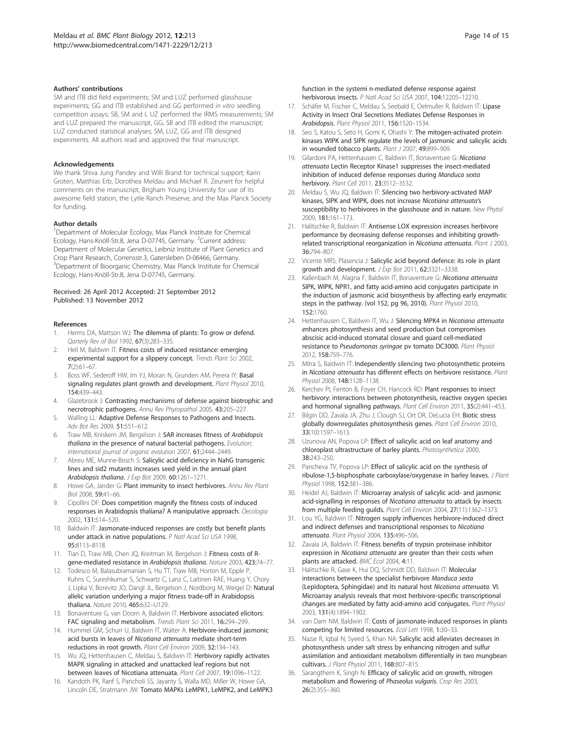#### Authors' contributions

SM and ITB did field experiments; SM and LUZ performed glasshouse experiments; GG and ITB established and GG performed *in vitro* seedling competition assays; SB, SM and L UZ performed the IRMS measurements; SM and LUZ prepared the manuscript, GG, SB and ITB edited the manuscript; LUZ conducted statistical analyses; SM, LUZ, GG and ITB designed experiments. All authors read and approved the final manuscript.

#### Acknowledgements

We thank Shiva Jung Pandey and Willi Brand for technical support; Karin Groten, Matthias Erb, Dorothea Meldau and Michael R. Zeunert for helpful comments on the manuscript, Brigham Young University for use of its awesome field station, the Lytle Ranch Preserve, and the Max Planck Society for funding.

#### Author details

[1]Department of Molecular Ecology, Max Planck Institute for Chemical Ecology, Hans-Knöll-Str.8, Jena D-07745, Germany. [2]Current address: Department of Molecular Genetics, Leibniz Institute of Plant Genetics and Crop Plant Research, Corrensstr.3, Gatersleben D-06466, Germany. [3]Department of Bioorganic Chemistry, Max Planck Institute for Chemical Ecology, Hans-Knöll-Str.8, Jena D-07745, Germany.

Received: 26 April 2012 Accepted: 21 September 2012
Published: 13 November 2012

#### References

1. Herms DA, Mattson WJ: **The dilemma of plants: To grow or defend.** *Qarterly Rev of Biol* 1992, **67**(3):283–335.
2. Heil M, Baldwin IT: **Fitness costs of induced resistance: emerging experimental support for a slippery concept.** *Trends Plant Sci* 2002, **7**(2):61–67.
3. Boss WF, Sederoff HW, Im YJ, Moran N, Grunden AM, Perera IY: **Basal signaling regulates plant growth and development.** *Plant Physiol* 2010, **154**:439–443.
4. Glazebrook J: **Contrasting mechanisms of defense against biotrophic and necrotrophic pathogens.** *Annu Rev Phytopathol* 2005, **43**:205–227.
5. Walling LL: **Adaptive Defense Responses to Pathogens and Insects.** *Adv Bot Res* 2009, **51**:551–612.
6. Traw MB, Kniskern JM, Bergelson J: **SAR increases fitness of *Arabidopsis thaliana* in the presence of natural bacterial pathogens.** *Evolution; international journal of organic evolution* 2007, **61**:2444–2449.
7. Abreu ME, Munne-Bosch S: **Salicylic acid deficiency in NahG transgenic lines and sid2 mutants increases seed yield in the annual plant *Arabidopsis thaliana*.** *J Exp Bot* 2009, **60**:1261–1271.
8. Howe GA, Jander G: **Plant immunity to insect herbivores.** *Annu Rev Plant Biol* 2008, **59**:41–66.
9. Cipollini DF: **Does competition magnify the fitness costs of induced responses in Arabidopsis thaliana? A manipulative approach.** *Oecologia* 2002, **131**:514–520.
10. Baldwin IT: **Jasmonate-induced responses are costly but benefit plants under attack in native populations.** *P Natl Acad Sci USA* 1998, **95**:8113–8118.
11. Tian D, Traw MB, Chen JQ, Kreitman M, Bergelson J: **Fitness costs of R-gene-mediated resistance in Arabidopsis thaliana.** *Nature* 2003, **423**:74–77.
12. Todesco M, Balasubramanian S, Hu TT, Traw MB, Horton M, Epple P, Kuhns C, Sureshkumar S, Schwartz C, Lanz C, Laitinen RAE, Huang Y, Chory J, Lipka V, Borevitz JO, Dangl JL, Bergelson J, Nordborg M, Weigel D: **Natural allelic variation underlying a major fitness trade-off in Arabidopsis thaliana.** *Nature* 2010, **465**:632–U129.
13. Bonaventure G, van Doorn A, Baldwin IT: **Herbivore associated elicitors: FAC signaling and metabolism.** *Trends Plant Sci* 2011, **16**:294–299.
14. Hummel GM, Schurr U, Baldwin IT, Walter A: **Herbivore-induced jasmonic acid bursts in leaves of *Nicotiana attenuata* mediate short-term reductions in root growth.** *Plant Cell Environ* 2009, **32**:134–143.
15. Wu JQ, Hettenhausen C, Meldau S, Baldwin IT: **Herbivory rapidly activates MAPK signaling in attacked and unattacked leaf regions but not between leaves of Nicotiana attenuata.** *Plant Cell* 2007, **19**:1096–1122.
16. Kandoth PK, Ranf S, Pancholi SS, Jayanty S, Walla MD, Miller W, Howe GA, Lincoln DE, Stratmann JW: **Tomato MAPKs LeMPK1, LeMPK2, and LeMPK3 function in the systemi n-mediated defense response against herbivorous insects.** *P Natl Acad Sci USA* 2007, **104**:12205–12210.
17. Schäfer M, Fischer C, Meldau S, Seebald E, Oelmuller R, Baldwin IT: **Lipase Activity in Insect Oral Secretions Mediates Defense Responses in *Arabidopsis*.** *Plant Physiol* 2011, **156**:1520–1534.
18. Seo S, Katou S, Seto H, Gomi K, Ohashi Y: **The mitogen-activated protein kinases WIPK and SIPK regulate the levels of jasmonic and salicylic acids in wounded tobacco plants.** *Plant J* 2007, **49**:899–909.
19. Gilardoni PA, Hettenhausen C, Baldwin IT, Bonaventure G: ***Nicotiana attenuata* Lectin Receptor Kinase1 suppresses the insect-mediated inhibition of induced defense responses during *Manduca sexta* herbivory.** *Plant Cell* 2011, **23**:3512–3532.
20. Meldau S, Wu JQ, Baldwin IT: **Silencing two herbivory-activated MAP kinases, SIPK and WIPK, does not increase *Nicotiana attenuata*'s susceptibility to herbivores in the glasshouse and in nature.** *New Phytol* 2009, **181**:161–173.
21. Halitschke R, Baldwin IT: **Antisense LOX expression increases herbivore performance by decreasing defense responses and inhibiting growth-related transcriptional reorganization in *Nicotiana attenuata*.** *Plant J* 2003, **36**:794–807.
22. Vicente MRS, Plasencia J: **Salicylic acid beyond defence: its role in plant growth and development.** *J Exp Bot* 2011, **62**:3321–3338.
23. Kallenbach M, Alagna F, Baldwin IT, Bonaventure G: ***Nicotiana attenuata* SIPK, WIPK, NPR1, and fatty acid-amino acid conjugates participate in the induction of jasmonic acid biosynthesis by affecting early enzymatic steps in the pathway. (vol 152, pg 96, 2010).** *Plant Physiol* 2010, **152**:1760.
24. Hettenhausen C, Baldwin IT, Wu J: **Silencing MPK4 in *Nicotiana attenuata* enhances photosynthesis and seed production but compromises abscisic acid-induced stomatal closure and guard cell-mediated resistance to *Pseudomonas syringae* pv tomato DC3000.** *Plant Physiol* 2012, **158**:759–776.
25. Mitra S, Baldwin IT: **Independently silencing two photosynthetic proteins in *Nicotiana attenuata* has different effects on herbivore resistance.** *Plant Physiol* 2008, **148**:1128–1138.
26. Kerchev PI, Fenton B, Foyer CH, Hancock RD: **Plant responses to insect herbivory: interactions between photosynthesis, reactive oxygen species and hormonal signalling pathways.** *Plant Cell Environ* 2011, **35**(2):441–453.
27. Bilgin DD, Zavala JA, Zhu J, Clough SJ, Ort DR, DeLucia EH: **Biotic stress globally downregulates photosynthesis genes.** *Plant Cell Environ* 2010, **33**(10):1597–1613.
28. Uzunova AN, Popova LP: **Effect of salicylic acid on leaf anatomy and chloroplast ultrastructure of barley plants.** *Photosynthetica* 2000, **38**:243–250.
29. Pancheva TV, Popova LP: **Effect of salicylic acid on the synthesis of ribulose-1,5-bisphosphate carboxylase/oxygenase in barley leaves.** *J Plant Physiol* 1998, **152**:381–386.
30. Heidel AJ, Baldwin IT: **Microarray analysis of salicylic acid- and jasmonic acid-signalling in responses of *Nicotiana attenuata* to attack by insects from multiple feeding guilds.** *Plant Cell Environ* 2004, **27**(11):1362–1373.
31. Lou YG, Baldwin IT: **Nitrogen supply influences herbivore-induced direct and indirect defenses and transcriptional responses to *Nicotiana attenuata*.** *Plant Physiol* 2004, **135**:496–506.
32. Zavala JA, Baldwin IT: **Fitness benefits of trypsin proteinase inhibitor expression in *Nicotiana attenuata* are greater than their costs when plants are attacked.** *BMC Ecol* 2004, **4**:11.
33. Halitschke R, Gase K, Hui DQ, Schmidt DD, Baldwin IT: **Molecular interactions between the specialist herbivore *Manduca sexta* (Lepidoptera, Sphingidae) and its natural host *Nicotiana attenuata*. VI. Microarray analysis reveals that most herbivore-specific transcriptional changes are mediated by fatty acid-amino acid conjugates.** *Plant Physiol* 2003, **131**(4):1894–1902.
34. van Dam NM, Baldwin IT: **Costs of jasmonate-induced responses in plants competing for limited resources.** *Ecol Lett* 1998, **1**:30–33.
35. Nazar R, Iqbal N, Syeed S, Khan NA: **Salicylic acid alleviates decreases in photosynthesis under salt stress by enhancing nitrogen and sulfur assimilation and antioxidant metabolism differentially in two mungbean cultivars.** *J Plant Physiol* 2011, **168**:807–815.
36. Sarangthem K, Singh N: **Efficacy of salicylic acid on growth, nitrogen metabolism and flowering of *Phaseolus vulgaris*.** *Crop Res* 2003, **26**(2):355–360.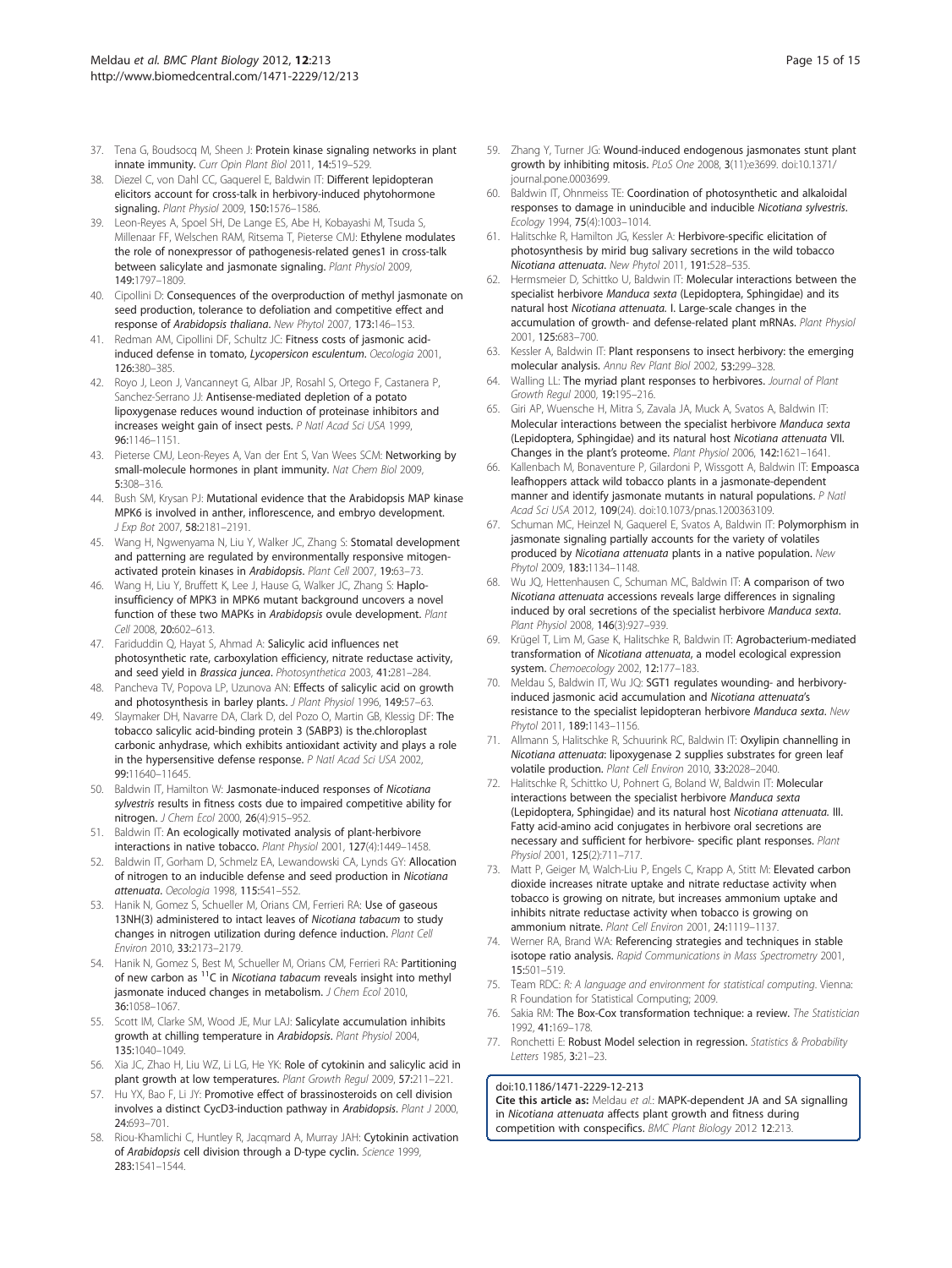37. Tena G, Boudsocq M, Sheen J: **Protein kinase signaling networks in plant innate immunity.** *Curr Opin Plant Biol* 2011, **14:**519–529.
38. Diezel C, von Dahl CC, Gaquerel E, Baldwin IT: **Different lepidopteran elicitors account for cross-talk in herbivory-induced phytohormone signaling.** *Plant Physiol* 2009, **150:**1576–1586.
39. Leon-Reyes A, Spoel SH, De Lange ES, Abe H, Kobayashi M, Tsuda S, Millenaar FF, Welschen RAM, Ritsema T, Pieterse CMJ: **Ethylene modulates the role of nonexpressor of pathogenesis-related genes1 in cross-talk between salicylate and jasmonate signaling.** *Plant Physiol* 2009, **149:**1797–1809.
40. Cipollini D: **Consequences of the overproduction of methyl jasmonate on seed production, tolerance to defoliation and competitive effect and response of *Arabidopsis thaliana*.** *New Phytol* 2007, **173:**146–153.
41. Redman AM, Cipollini DF, Schultz JC: **Fitness costs of jasmonic acid-induced defense in tomato, *Lycopersicon esculentum*.** *Oecologia* 2001, **126:**380–385.
42. Royo J, Leon J, Vancanneyt G, Albar JP, Rosahl S, Ortego F, Castanera P, Sanchez-Serrano JJ: **Antisense-mediated depletion of a potato lipoxygenase reduces wound induction of proteinase inhibitors and increases weight gain of insect pests.** *P Natl Acad Sci USA* 1999, **96:**1146–1151.
43. Pieterse CMJ, Leon-Reyes A, Van der Ent S, Van Wees SCM: **Networking by small-molecule hormones in plant immunity.** *Nat Chem Biol* 2009, **5:**308–316.
44. Bush SM, Krysan PJ: **Mutational evidence that the Arabidopsis MAP kinase MPK6 is involved in anther, inflorescence, and embryo development.** *J Exp Bot* 2007, **58:**2181–2191.
45. Wang H, Ngwenyama N, Liu Y, Walker JC, Zhang S: **Stomatal development and patterning are regulated by environmentally responsive mitogen-activated protein kinases in Arabidopsis.** *Plant Cell* 2007, **19:**63–73.
46. Wang H, Liu Y, Bruffett K, Lee J, Hause G, Walker JC, Zhang S: **Haplo-insufficiency of MPK3 in MPK6 mutant background uncovers a novel function of these two MAPKs in *Arabidopsis* ovule development.** *Plant Cell* 2008, **20:**602–613.
47. Fariduddin Q, Hayat S, Ahmad A: **Salicylic acid influences net photosynthetic rate, carboxylation efficiency, nitrate reductase activity, and seed yield in *Brassica juncea*.** *Photosynthetica* 2003, **41:**281–284.
48. Pancheva TV, Popova LP, Uzunova AN: **Effects of salicylic acid on growth and photosynthesis in barley plants.** *J Plant Physiol* 1996, **149:**57–63.
49. Slaymaker DH, Navarre DA, Clark D, del Pozo O, Martin GB, Klessig DF: **The tobacco salicylic acid-binding protein 3 (SABP3) is the.chloroplast carbonic anhydrase, which exhibits antioxidant activity and plays a role in the hypersensitive defense response.** *P Natl Acad Sci USA* 2002, **99:**11640–11645.
50. Baldwin IT, Hamilton W: **Jasmonate-induced responses of *Nicotiana sylvestris* results in fitness costs due to impaired competitive ability for nitrogen.** *J Chem Ecol* 2000, **26**(4):915–952.
51. Baldwin IT: **An ecologically motivated analysis of plant-herbivore interactions in native tobacco.** *Plant Physiol* 2001, **127**(4):1449–1458.
52. Baldwin IT, Gorham D, Schmelz EA, Lewandowski CA, Lynds GY: **Allocation of nitrogen to an inducible defense and seed production in *Nicotiana attenuata*.** *Oecologia* 1998, **115:**541–552.
53. Hanik N, Gomez S, Schueller M, Orians CM, Ferrieri RA: **Use of gaseous 13NH(3) administered to intact leaves of *Nicotiana tabacum* to study changes in nitrogen utilization during defence induction.** *Plant Cell Environ* 2010, **33:**2173–2179.
54. Hanik N, Gomez S, Best M, Schueller M, Orians CM, Ferrieri RA: **Partitioning of new carbon as $^{11}C$ in *Nicotiana tabacum* reveals insight into methyl jasmonate induced changes in metabolism.** *J Chem Ecol* 2010, **36:**1058–1067.
55. Scott IM, Clarke SM, Wood JE, Mur LAJ: **Salicylate accumulation inhibits growth at chilling temperature in Arabidopsis.** *Plant Physiol* 2004, **135:**1040–1049.
56. Xia JC, Zhao H, Liu WZ, Li LG, He YK: **Role of cytokinin and salicylic acid in plant growth at low temperatures.** *Plant Growth Regul* 2009, **57:**211–221.
57. Hu YX, Bao F, Li JY: **Promotive effect of brassinosteroids on cell division involves a distinct CycD3-induction pathway in Arabidopsis.** *Plant J* 2000, **24:**693–701.
58. Riou-Khamlichi C, Huntley R, Jacqmard A, Murray JAH: **Cytokinin activation of *Arabidopsis* cell division through a D-type cyclin.** *Science* 1999, **283:**1541–1544.
59. Zhang Y, Turner JG: **Wound-induced endogenous jasmonates stunt plant growth by inhibiting mitosis.** *PLoS One* 2008, **3**(11):e3699. doi:10.1371/journal.pone.0003699.
60. Baldwin IT, Ohnmeiss TE: **Coordination of photosynthetic and alkaloidal responses to damage in uninducible and inducible *Nicotiana sylvestris*.** *Ecology* 1994, **75**(4):1003–1014.
61. Halitschke R, Hamilton JG, Kessler A: **Herbivore-specific elicitation of photosynthesis by mirid bug salivary secretions in the wild tobacco *Nicotiana attenuata*.** *New Phytol* 2011, **191:**528–535.
62. Hermsmeier D, Schittko U, Baldwin IT: **Molecular interactions between the specialist herbivore *Manduca sexta* (Lepidoptera, Sphingidae) and its natural host *Nicotiana attenuata*. I. Large-scale changes in the accumulation of growth- and defense-related plant mRNAs.** *Plant Physiol* 2001, **125:**683–700.
63. Kessler A, Baldwin IT: **Plant responsens to insect herbivory: the emerging molecular analysis.** *Annu Rev Plant Biol* 2002, **53:**299–328.
64. Walling LL: **The myriad plant responses to herbivores.** *Journal of Plant Growth Regul* 2000, **19:**195–216.
65. Giri AP, Wuensche H, Mitra S, Zavala JA, Muck A, Svatos A, Baldwin IT: **Molecular interactions between the specialist herbivore *Manduca sexta* (Lepidoptera, Sphingidae) and its natural host *Nicotiana attenuata* VII. Changes in the plant's proteome.** *Plant Physiol* 2006, **142:**1621–1641.
66. Kallenbach M, Bonaventure P, Gilardoni P, Wissgott A, Baldwin IT: **Empoasca leafhoppers attack wild tobacco plants in a jasmonate-dependent manner and identify jasmonate mutants in natural populations.** *P Natl Acad Sci USA* 2012, **109**(24). doi:10.1073/pnas.1200363109.
67. Schuman MC, Heinzel N, Gaquerel E, Svatos A, Baldwin IT: **Polymorphism in jasmonate signaling partially accounts for the variety of volatiles produced by *Nicotiana attenuata* plants in a native population.** *New Phytol* 2009, **183:**1134–1148.
68. Wu JQ, Hettenhausen C, Schuman MC, Baldwin IT: **A comparison of two *Nicotiana attenuata* accessions reveals large differences in signaling induced by oral secretions of the specialist herbivore *Manduca sexta*.** *Plant Physiol* 2008, **146**(3):927–939.
69. Krügel T, Lim M, Gase K, Halitschke R, Baldwin IT: **Agrobacterium-mediated transformation of *Nicotiana attenuata*, a model ecological expression system.** *Chemoecology* 2002, **12:**177–183.
70. Meldau S, Baldwin IT, Wu JQ: **SGT1 regulates wounding- and herbivory-induced jasmonic acid accumulation and *Nicotiana attenuata*'s resistance to the specialist lepidopteran herbivore *Manduca sexta*.** *New Phytol* 2011, **189:**1143–1156.
71. Allmann S, Halitschke R, Schuurink RC, Baldwin IT: **Oxylipin channelling in *Nicotiana attenuata*: lipoxygenase 2 supplies substrates for green leaf volatile production.** *Plant Cell Environ* 2010, **33:**2028–2040.
72. Halitschke R, Schittko U, Pohnert G, Boland W, Baldwin IT: **Molecular interactions between the specialist herbivore *Manduca sexta* (Lepidoptera, Sphingidae) and its natural host *Nicotiana attenuata*. III. Fatty acid-amino acid conjugates in herbivore oral secretions are necessary and sufficient for herbivore- specific plant responses.** *Plant Physiol* 2001, **125**(2):711–717.
73. Matt P, Geiger M, Walch-Liu P, Engels C, Krapp A, Stitt M: **Elevated carbon dioxide increases nitrate uptake and nitrate reductase activity when tobacco is growing on nitrate, but increases ammonium uptake and inhibits nitrate reductase activity when tobacco is growing on ammonium nitrate.** *Plant Cell Environ* 2001, **24:**1119–1137.
74. Werner RA, Brand WA: **Referencing strategies and techniques in stable isotope ratio analysis.** *Rapid Communications in Mass Spectrometry* 2001, **15:**501–519.
75. Team RDC: *R: A language and environment for statistical computing*. Vienna: R Foundation for Statistical Computing; 2009.
76. Sakia RM: **The Box-Cox transformation technique: a review.** *The Statistician* 1992, **41:**169–178.
77. Ronchetti E: **Robust Model selection in regression.** *Statistics & Probability Letters* 1985, **3:**21–23.

doi:10.1186/1471-2229-12-213
**Cite this article as:** Meldau *et al.*: MAPK-dependent JA and SA signalling in *Nicotiana attenuata* affects plant growth and fitness during competition with conspecifics. *BMC Plant Biology* 2012 **12**:213.